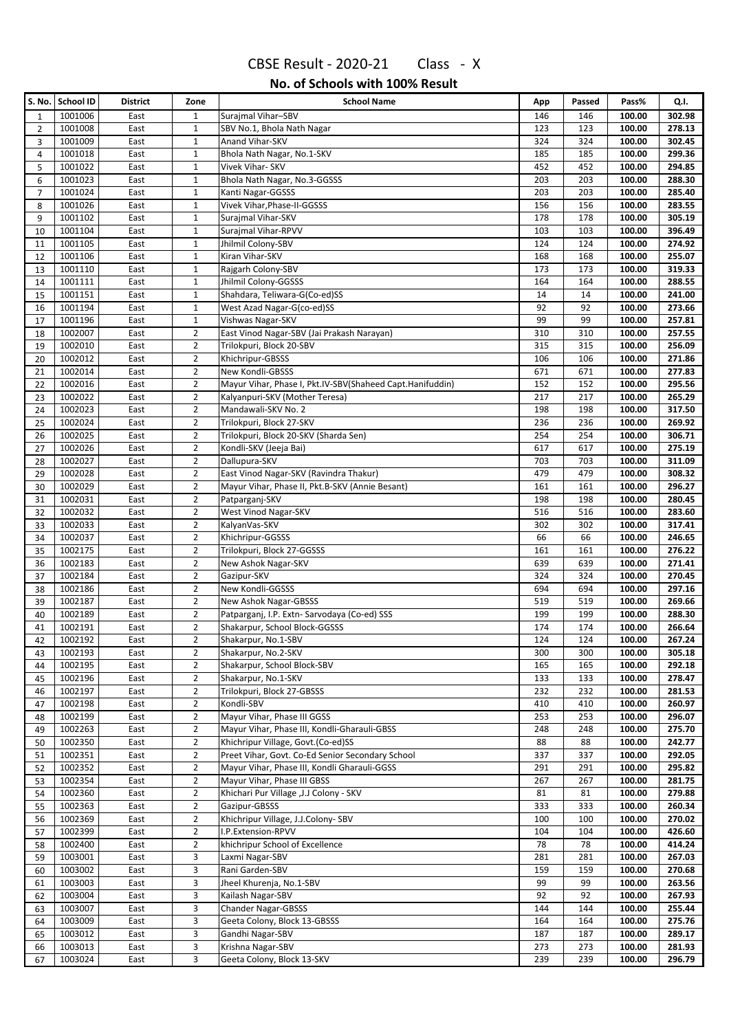# CBSE Result - 2020-21 Class - X

## No. of Schools with 100% Result

| S. No. | School ID | District | Zone | School Name | App | Passed | Pass% | Q.I. |
|---|---|---|---|---|---|---|---|---|
| 1 | 1001006 | East | 1 | Surajmal Vihar–SBV | 146 | 146 | 100.00 | 302.98 |
| 2 | 1001008 | East | 1 | SBV No.1, Bhola Nath Nagar | 123 | 123 | 100.00 | 278.13 |
| 3 | 1001009 | East | 1 | Anand Vihar-SKV | 324 | 324 | 100.00 | 302.45 |
| 4 | 1001018 | East | 1 | Bhola Nath Nagar, No.1-SKV | 185 | 185 | 100.00 | 299.36 |
| 5 | 1001022 | East | 1 | Vivek Vihar- SKV | 452 | 452 | 100.00 | 294.85 |
| 6 | 1001023 | East | 1 | Bhola Nath Nagar, No.3-GGSSS | 203 | 203 | 100.00 | 288.30 |
| 7 | 1001024 | East | 1 | Kanti Nagar-GGSSS | 203 | 203 | 100.00 | 285.40 |
| 8 | 1001026 | East | 1 | Vivek Vihar,Phase-II-GGSSS | 156 | 156 | 100.00 | 283.55 |
| 9 | 1001102 | East | 1 | Surajmal Vihar-SKV | 178 | 178 | 100.00 | 305.19 |
| 10 | 1001104 | East | 1 | Surajmal Vihar-RPVV | 103 | 103 | 100.00 | 396.49 |
| 11 | 1001105 | East | 1 | Jhilmil Colony-SBV | 124 | 124 | 100.00 | 274.92 |
| 12 | 1001106 | East | 1 | Kiran Vihar-SKV | 168 | 168 | 100.00 | 255.07 |
| 13 | 1001110 | East | 1 | Rajgarh Colony-SBV | 173 | 173 | 100.00 | 319.33 |
| 14 | 1001111 | East | 1 | Jhilmil Colony-GGSSS | 164 | 164 | 100.00 | 288.55 |
| 15 | 1001151 | East | 1 | Shahdara, Teliwara-G(Co-ed)SS | 14 | 14 | 100.00 | 241.00 |
| 16 | 1001194 | East | 1 | West Azad Nagar-G(co-ed)SS | 92 | 92 | 100.00 | 273.66 |
| 17 | 1001196 | East | 1 | Vishwas Nagar-SKV | 99 | 99 | 100.00 | 257.81 |
| 18 | 1002007 | East | 2 | East Vinod Nagar-SBV (Jai Prakash Narayan) | 310 | 310 | 100.00 | 257.55 |
| 19 | 1002010 | East | 2 | Trilokpuri, Block 20-SBV | 315 | 315 | 100.00 | 256.09 |
| 20 | 1002012 | East | 2 | Khichripur-GBSSS | 106 | 106 | 100.00 | 271.86 |
| 21 | 1002014 | East | 2 | New Kondli-GBSSS | 671 | 671 | 100.00 | 277.83 |
| 22 | 1002016 | East | 2 | Mayur Vihar, Phase I, Pkt.IV-SBV(Shaheed Capt.Hanifuddin) | 152 | 152 | 100.00 | 295.56 |
| 23 | 1002022 | East | 2 | Kalyanpuri-SKV (Mother Teresa) | 217 | 217 | 100.00 | 265.29 |
| 24 | 1002023 | East | 2 | Mandawali-SKV No. 2 | 198 | 198 | 100.00 | 317.50 |
| 25 | 1002024 | East | 2 | Trilokpuri, Block 27-SKV | 236 | 236 | 100.00 | 269.92 |
| 26 | 1002025 | East | 2 | Trilokpuri, Block 20-SKV (Sharda Sen) | 254 | 254 | 100.00 | 306.71 |
| 27 | 1002026 | East | 2 | Kondli-SKV (Jeeja Bai) | 617 | 617 | 100.00 | 275.19 |
| 28 | 1002027 | East | 2 | Dallupura-SKV | 703 | 703 | 100.00 | 311.09 |
| 29 | 1002028 | East | 2 | East Vinod Nagar-SKV (Ravindra Thakur) | 479 | 479 | 100.00 | 308.32 |
| 30 | 1002029 | East | 2 | Mayur Vihar, Phase II, Pkt.B-SKV (Annie Besant) | 161 | 161 | 100.00 | 296.27 |
| 31 | 1002031 | East | 2 | Patparganj-SKV | 198 | 198 | 100.00 | 280.45 |
| 32 | 1002032 | East | 2 | West Vinod Nagar-SKV | 516 | 516 | 100.00 | 283.60 |
| 33 | 1002033 | East | 2 | KalyanVas-SKV | 302 | 302 | 100.00 | 317.41 |
| 34 | 1002037 | East | 2 | Khichripur-GGSSS | 66 | 66 | 100.00 | 246.65 |
| 35 | 1002175 | East | 2 | Trilokpuri, Block 27-GGSSS | 161 | 161 | 100.00 | 276.22 |
| 36 | 1002183 | East | 2 | New Ashok Nagar-SKV | 639 | 639 | 100.00 | 271.41 |
| 37 | 1002184 | East | 2 | Gazipur-SKV | 324 | 324 | 100.00 | 270.45 |
| 38 | 1002186 | East | 2 | New Kondli-GGSSS | 694 | 694 | 100.00 | 297.16 |
| 39 | 1002187 | East | 2 | New Ashok Nagar-GBSSS | 519 | 519 | 100.00 | 269.66 |
| 40 | 1002189 | East | 2 | Patparganj, I.P. Extn- Sarvodaya (Co-ed) SSS | 199 | 199 | 100.00 | 288.30 |
| 41 | 1002191 | East | 2 | Shakarpur, School Block-GGSSS | 174 | 174 | 100.00 | 266.64 |
| 42 | 1002192 | East | 2 | Shakarpur, No.1-SBV | 124 | 124 | 100.00 | 267.24 |
| 43 | 1002193 | East | 2 | Shakarpur, No.2-SKV | 300 | 300 | 100.00 | 305.18 |
| 44 | 1002195 | East | 2 | Shakarpur, School Block-SBV | 165 | 165 | 100.00 | 292.18 |
| 45 | 1002196 | East | 2 | Shakarpur, No.1-SKV | 133 | 133 | 100.00 | 278.47 |
| 46 | 1002197 | East | 2 | Trilokpuri, Block 27-GBSSS | 232 | 232 | 100.00 | 281.53 |
| 47 | 1002198 | East | 2 | Kondli-SBV | 410 | 410 | 100.00 | 260.97 |
| 48 | 1002199 | East | 2 | Mayur Vihar, Phase III GGSS | 253 | 253 | 100.00 | 296.07 |
| 49 | 1002263 | East | 2 | Mayur Vihar, Phase III, Kondli-Gharauli-GBSS | 248 | 248 | 100.00 | 275.70 |
| 50 | 1002350 | East | 2 | Khichripur Village, Govt.(Co-ed)SS | 88 | 88 | 100.00 | 242.77 |
| 51 | 1002351 | East | 2 | Preet Vihar, Govt. Co-Ed Senior Secondary School | 337 | 337 | 100.00 | 292.05 |
| 52 | 1002352 | East | 2 | Mayur Vihar, Phase III, Kondli Gharauli-GGSS | 291 | 291 | 100.00 | 295.82 |
| 53 | 1002354 | East | 2 | Mayur Vihar, Phase III GBSS | 267 | 267 | 100.00 | 281.75 |
| 54 | 1002360 | East | 2 | Khichari Pur Village ,J.J Colony - SKV | 81 | 81 | 100.00 | 279.88 |
| 55 | 1002363 | East | 2 | Gazipur-GBSSS | 333 | 333 | 100.00 | 260.34 |
| 56 | 1002369 | East | 2 | Khichripur Village, J.J.Colony- SBV | 100 | 100 | 100.00 | 270.02 |
| 57 | 1002399 | East | 2 | I.P.Extension-RPVV | 104 | 104 | 100.00 | 426.60 |
| 58 | 1002400 | East | 2 | khichripur School of Excellence | 78 | 78 | 100.00 | 414.24 |
| 59 | 1003001 | East | 3 | Laxmi Nagar-SBV | 281 | 281 | 100.00 | 267.03 |
| 60 | 1003002 | East | 3 | Rani Garden-SBV | 159 | 159 | 100.00 | 270.68 |
| 61 | 1003003 | East | 3 | Jheel Khurenja, No.1-SBV | 99 | 99 | 100.00 | 263.56 |
| 62 | 1003004 | East | 3 | Kailash Nagar-SBV | 92 | 92 | 100.00 | 267.93 |
| 63 | 1003007 | East | 3 | Chander Nagar-GBSSS | 144 | 144 | 100.00 | 255.44 |
| 64 | 1003009 | East | 3 | Geeta Colony, Block 13-GBSSS | 164 | 164 | 100.00 | 275.76 |
| 65 | 1003012 | East | 3 | Gandhi Nagar-SBV | 187 | 187 | 100.00 | 289.17 |
| 66 | 1003013 | East | 3 | Krishna Nagar-SBV | 273 | 273 | 100.00 | 281.93 |
| 67 | 1003024 | East | 3 | Geeta Colony, Block 13-SKV | 239 | 239 | 100.00 | 296.79 |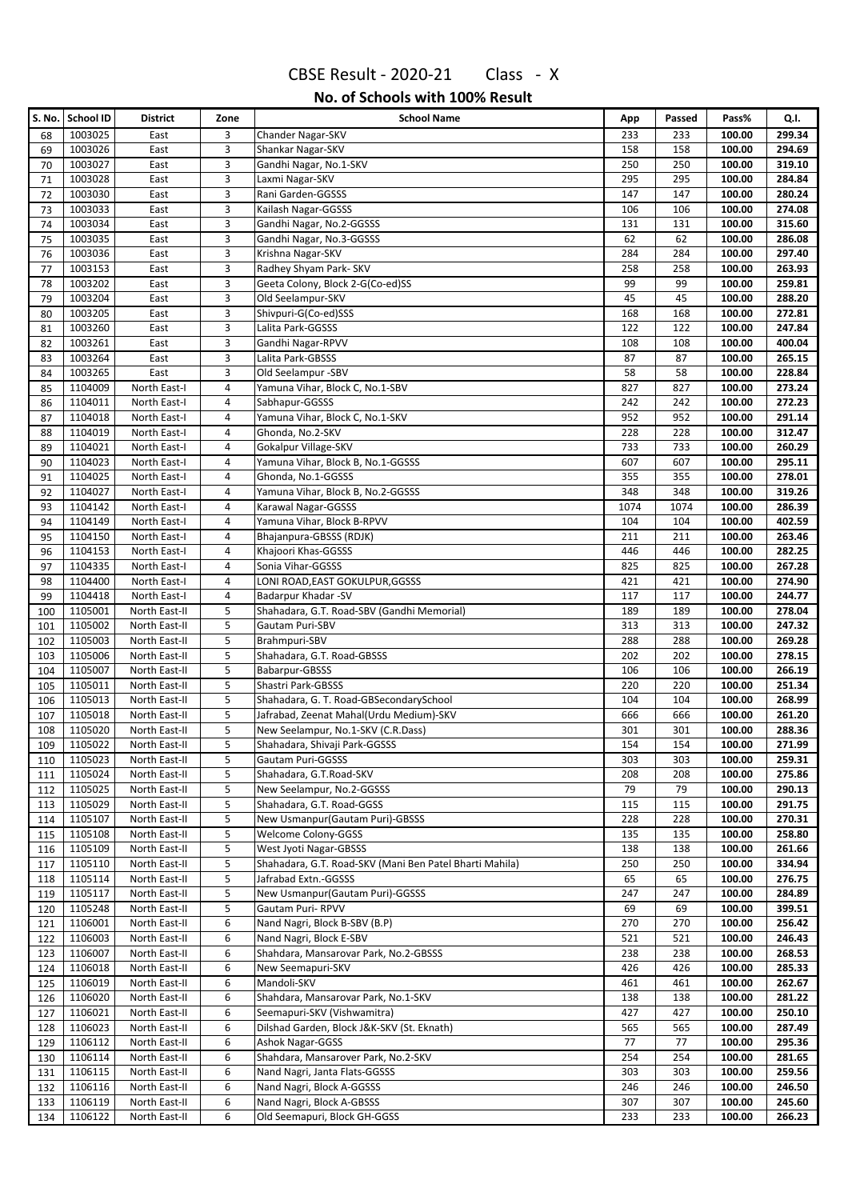# CBSE Result - 2020-21 Class - X

## No. of Schools with 100% Result

| S. No. | School ID | District | Zone | School Name | App | Passed | Pass% | Q.I. |
|---|---|---|---|---|---|---|---|---|
| 68 | 1003025 | East | 3 | Chander Nagar-SKV | 233 | 233 | 100.00 | 299.34 |
| 69 | 1003026 | East | 3 | Shankar Nagar-SKV | 158 | 158 | 100.00 | 294.69 |
| 70 | 1003027 | East | 3 | Gandhi Nagar, No.1-SKV | 250 | 250 | 100.00 | 319.10 |
| 71 | 1003028 | East | 3 | Laxmi Nagar-SKV | 295 | 295 | 100.00 | 284.84 |
| 72 | 1003030 | East | 3 | Rani Garden-GGSSS | 147 | 147 | 100.00 | 280.24 |
| 73 | 1003033 | East | 3 | Kailash Nagar-GGSSS | 106 | 106 | 100.00 | 274.08 |
| 74 | 1003034 | East | 3 | Gandhi Nagar, No.2-GGSSS | 131 | 131 | 100.00 | 315.60 |
| 75 | 1003035 | East | 3 | Gandhi Nagar, No.3-GGSSS | 62 | 62 | 100.00 | 286.08 |
| 76 | 1003036 | East | 3 | Krishna Nagar-SKV | 284 | 284 | 100.00 | 297.40 |
| 77 | 1003153 | East | 3 | Radhey Shyam Park- SKV | 258 | 258 | 100.00 | 263.93 |
| 78 | 1003202 | East | 3 | Geeta Colony, Block 2-G(Co-ed)SS | 99 | 99 | 100.00 | 259.81 |
| 79 | 1003204 | East | 3 | Old Seelampur-SKV | 45 | 45 | 100.00 | 288.20 |
| 80 | 1003205 | East | 3 | Shivpuri-G(Co-ed)SSS | 168 | 168 | 100.00 | 272.81 |
| 81 | 1003260 | East | 3 | Lalita Park-GGSSS | 122 | 122 | 100.00 | 247.84 |
| 82 | 1003261 | East | 3 | Gandhi Nagar-RPVV | 108 | 108 | 100.00 | 400.04 |
| 83 | 1003264 | East | 3 | Lalita Park-GBSSS | 87 | 87 | 100.00 | 265.15 |
| 84 | 1003265 | East | 3 | Old Seelampur -SBV | 58 | 58 | 100.00 | 228.84 |
| 85 | 1104009 | North East-I | 4 | Yamuna Vihar, Block C, No.1-SBV | 827 | 827 | 100.00 | 273.24 |
| 86 | 1104011 | North East-I | 4 | Sabhapur-GGSSS | 242 | 242 | 100.00 | 272.23 |
| 87 | 1104018 | North East-I | 4 | Yamuna Vihar, Block C, No.1-SKV | 952 | 952 | 100.00 | 291.14 |
| 88 | 1104019 | North East-I | 4 | Ghonda, No.2-SKV | 228 | 228 | 100.00 | 312.47 |
| 89 | 1104021 | North East-I | 4 | Gokalpur Village-SKV | 733 | 733 | 100.00 | 260.29 |
| 90 | 1104023 | North East-I | 4 | Yamuna Vihar, Block B, No.1-GGSSS | 607 | 607 | 100.00 | 295.11 |
| 91 | 1104025 | North East-I | 4 | Ghonda, No.1-GGSSS | 355 | 355 | 100.00 | 278.01 |
| 92 | 1104027 | North East-I | 4 | Yamuna Vihar, Block B, No.2-GGSSS | 348 | 348 | 100.00 | 319.26 |
| 93 | 1104142 | North East-I | 4 | Karawal Nagar-GGSSS | 1074 | 1074 | 100.00 | 286.39 |
| 94 | 1104149 | North East-I | 4 | Yamuna Vihar, Block B-RPVV | 104 | 104 | 100.00 | 402.59 |
| 95 | 1104150 | North East-I | 4 | Bhajanpura-GBSSS (RDJK) | 211 | 211 | 100.00 | 263.46 |
| 96 | 1104153 | North East-I | 4 | Khajoori Khas-GGSSS | 446 | 446 | 100.00 | 282.25 |
| 97 | 1104335 | North East-I | 4 | Sonia Vihar-GGSSS | 825 | 825 | 100.00 | 267.28 |
| 98 | 1104400 | North East-I | 4 | LONI ROAD,EAST GOKULPUR,GGSSS | 421 | 421 | 100.00 | 274.90 |
| 99 | 1104418 | North East-I | 4 | Badarpur Khadar -SV | 117 | 117 | 100.00 | 244.77 |
| 100 | 1105001 | North East-II | 5 | Shahadara, G.T. Road-SBV (Gandhi Memorial) | 189 | 189 | 100.00 | 278.04 |
| 101 | 1105002 | North East-II | 5 | Gautam Puri-SBV | 313 | 313 | 100.00 | 247.32 |
| 102 | 1105003 | North East-II | 5 | Brahmpuri-SBV | 288 | 288 | 100.00 | 269.28 |
| 103 | 1105006 | North East-II | 5 | Shahadara, G.T. Road-GBSSS | 202 | 202 | 100.00 | 278.15 |
| 104 | 1105007 | North East-II | 5 | Babarpur-GBSSS | 106 | 106 | 100.00 | 266.19 |
| 105 | 1105011 | North East-II | 5 | Shastri Park-GBSSS | 220 | 220 | 100.00 | 251.34 |
| 106 | 1105013 | North East-II | 5 | Shahadara, G. T. Road-GBSecondarySchool | 104 | 104 | 100.00 | 268.99 |
| 107 | 1105018 | North East-II | 5 | Jafrabad, Zeenat Mahal(Urdu Medium)-SKV | 666 | 666 | 100.00 | 261.20 |
| 108 | 1105020 | North East-II | 5 | New Seelampur, No.1-SKV (C.R.Dass) | 301 | 301 | 100.00 | 288.36 |
| 109 | 1105022 | North East-II | 5 | Shahadara, Shivaji Park-GGSSS | 154 | 154 | 100.00 | 271.99 |
| 110 | 1105023 | North East-II | 5 | Gautam Puri-GGSSS | 303 | 303 | 100.00 | 259.31 |
| 111 | 1105024 | North East-II | 5 | Shahadara, G.T.Road-SKV | 208 | 208 | 100.00 | 275.86 |
| 112 | 1105025 | North East-II | 5 | New Seelampur, No.2-GGSSS | 79 | 79 | 100.00 | 290.13 |
| 113 | 1105029 | North East-II | 5 | Shahadara, G.T. Road-GGSS | 115 | 115 | 100.00 | 291.75 |
| 114 | 1105107 | North East-II | 5 | New Usmanpur(Gautam Puri)-GBSSS | 228 | 228 | 100.00 | 270.31 |
| 115 | 1105108 | North East-II | 5 | Welcome Colony-GGSS | 135 | 135 | 100.00 | 258.80 |
| 116 | 1105109 | North East-II | 5 | West Jyoti Nagar-GBSSS | 138 | 138 | 100.00 | 261.66 |
| 117 | 1105110 | North East-II | 5 | Shahadara, G.T. Road-SKV (Mani Ben Patel Bharti Mahila) | 250 | 250 | 100.00 | 334.94 |
| 118 | 1105114 | North East-II | 5 | Jafrabad Extn.-GGSSS | 65 | 65 | 100.00 | 276.75 |
| 119 | 1105117 | North East-II | 5 | New Usmanpur(Gautam Puri)-GGSSS | 247 | 247 | 100.00 | 284.89 |
| 120 | 1105248 | North East-II | 5 | Gautam Puri- RPVV | 69 | 69 | 100.00 | 399.51 |
| 121 | 1106001 | North East-II | 6 | Nand Nagri, Block B-SBV (B.P) | 270 | 270 | 100.00 | 256.42 |
| 122 | 1106003 | North East-II | 6 | Nand Nagri, Block E-SBV | 521 | 521 | 100.00 | 246.43 |
| 123 | 1106007 | North East-II | 6 | Shahdara, Mansarovar Park, No.2-GBSSS | 238 | 238 | 100.00 | 268.53 |
| 124 | 1106018 | North East-II | 6 | New Seemapuri-SKV | 426 | 426 | 100.00 | 285.33 |
| 125 | 1106019 | North East-II | 6 | Mandoli-SKV | 461 | 461 | 100.00 | 262.67 |
| 126 | 1106020 | North East-II | 6 | Shahdara, Mansarovar Park, No.1-SKV | 138 | 138 | 100.00 | 281.22 |
| 127 | 1106021 | North East-II | 6 | Seemapuri-SKV (Vishwamitra) | 427 | 427 | 100.00 | 250.10 |
| 128 | 1106023 | North East-II | 6 | Dilshad Garden, Block J&K-SKV (St. Eknath) | 565 | 565 | 100.00 | 287.49 |
| 129 | 1106112 | North East-II | 6 | Ashok Nagar-GGSS | 77 | 77 | 100.00 | 295.36 |
| 130 | 1106114 | North East-II | 6 | Shahdara, Mansarover Park, No.2-SKV | 254 | 254 | 100.00 | 281.65 |
| 131 | 1106115 | North East-II | 6 | Nand Nagri, Janta Flats-GGSSS | 303 | 303 | 100.00 | 259.56 |
| 132 | 1106116 | North East-II | 6 | Nand Nagri, Block A-GGSSS | 246 | 246 | 100.00 | 246.50 |
| 133 | 1106119 | North East-II | 6 | Nand Nagri, Block A-GBSSS | 307 | 307 | 100.00 | 245.60 |
| 134 | 1106122 | North East-II | 6 | Old Seemapuri, Block GH-GGSS | 233 | 233 | 100.00 | 266.23 |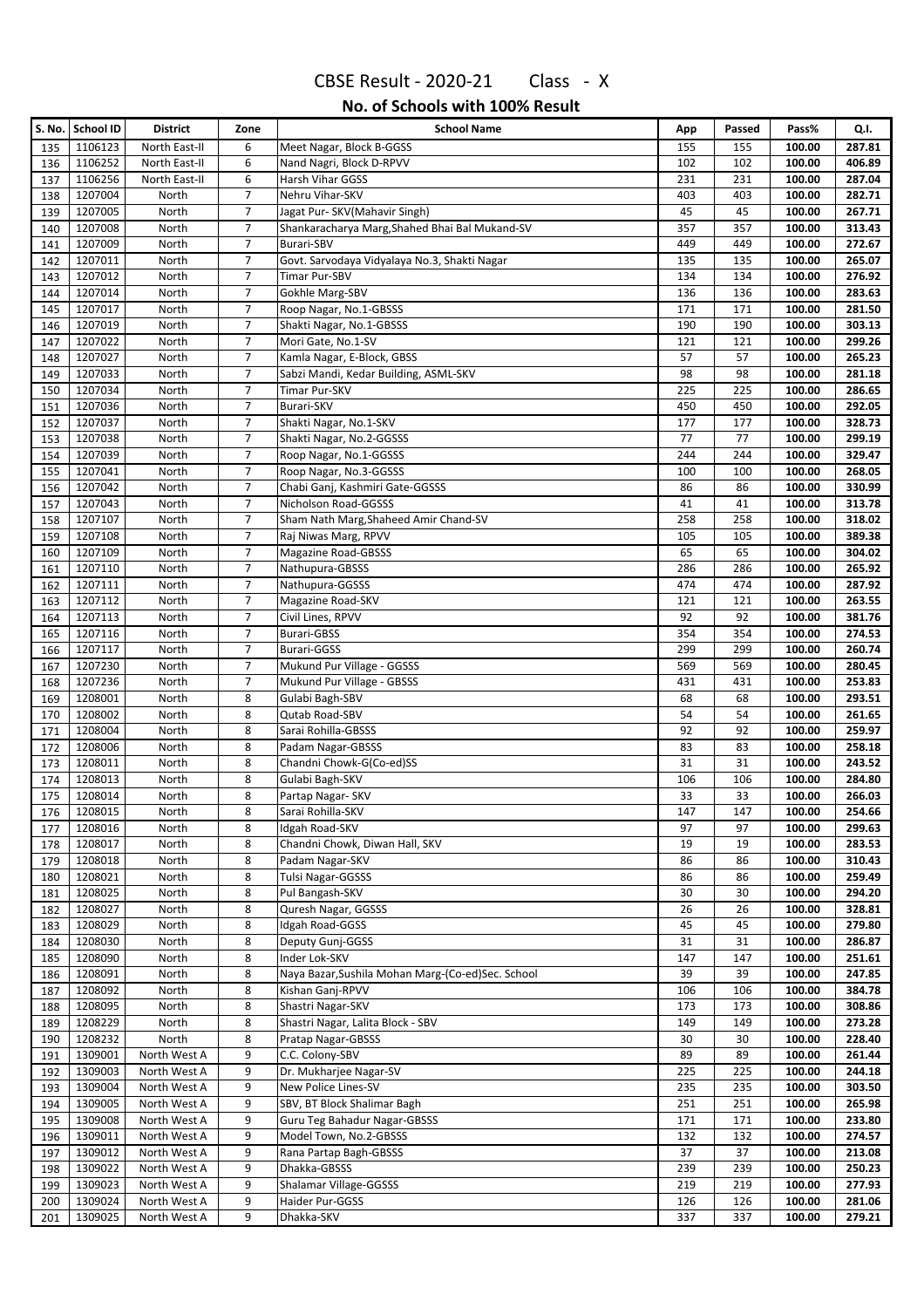# CBSE Result - 2020-21 Class - X

## No. of Schools with 100% Result

| S. No. | School ID | District | Zone | School Name | App | Passed | Pass% | Q.I. |
|---|---|---|---|---|---|---|---|---|
| 135 | 1106123 | North East-II | 6 | Meet Nagar, Block B-GGSS | 155 | 155 | 100.00 | 287.81 |
| 136 | 1106252 | North East-II | 6 | Nand Nagri, Block D-RPVV | 102 | 102 | 100.00 | 406.89 |
| 137 | 1106256 | North East-II | 6 | Harsh Vihar GGSS | 231 | 231 | 100.00 | 287.04 |
| 138 | 1207004 | North | 7 | Nehru Vihar-SKV | 403 | 403 | 100.00 | 282.71 |
| 139 | 1207005 | North | 7 | Jagat Pur- SKV(Mahavir Singh) | 45 | 45 | 100.00 | 267.71 |
| 140 | 1207008 | North | 7 | Shankaracharya Marg,Shahed Bhai Bal Mukand-SV | 357 | 357 | 100.00 | 313.43 |
| 141 | 1207009 | North | 7 | Burari-SBV | 449 | 449 | 100.00 | 272.67 |
| 142 | 1207011 | North | 7 | Govt. Sarvodaya Vidyalaya No.3, Shakti Nagar | 135 | 135 | 100.00 | 265.07 |
| 143 | 1207012 | North | 7 | Timar Pur-SBV | 134 | 134 | 100.00 | 276.92 |
| 144 | 1207014 | North | 7 | Gokhle Marg-SBV | 136 | 136 | 100.00 | 283.63 |
| 145 | 1207017 | North | 7 | Roop Nagar, No.1-GBSSS | 171 | 171 | 100.00 | 281.50 |
| 146 | 1207019 | North | 7 | Shakti Nagar, No.1-GBSSS | 190 | 190 | 100.00 | 303.13 |
| 147 | 1207022 | North | 7 | Mori Gate, No.1-SV | 121 | 121 | 100.00 | 299.26 |
| 148 | 1207027 | North | 7 | Kamla Nagar, E-Block, GBSS | 57 | 57 | 100.00 | 265.23 |
| 149 | 1207033 | North | 7 | Sabzi Mandi, Kedar Building, ASML-SKV | 98 | 98 | 100.00 | 281.18 |
| 150 | 1207034 | North | 7 | Timar Pur-SKV | 225 | 225 | 100.00 | 286.65 |
| 151 | 1207036 | North | 7 | Burari-SKV | 450 | 450 | 100.00 | 292.05 |
| 152 | 1207037 | North | 7 | Shakti Nagar, No.1-SKV | 177 | 177 | 100.00 | 328.73 |
| 153 | 1207038 | North | 7 | Shakti Nagar, No.2-GGSSS | 77 | 77 | 100.00 | 299.19 |
| 154 | 1207039 | North | 7 | Roop Nagar, No.1-GGSSS | 244 | 244 | 100.00 | 329.47 |
| 155 | 1207041 | North | 7 | Roop Nagar, No.3-GGSSS | 100 | 100 | 100.00 | 268.05 |
| 156 | 1207042 | North | 7 | Chabi Ganj, Kashmiri Gate-GGSSS | 86 | 86 | 100.00 | 330.99 |
| 157 | 1207043 | North | 7 | Nicholson Road-GGSSS | 41 | 41 | 100.00 | 313.78 |
| 158 | 1207107 | North | 7 | Sham Nath Marg,Shaheed Amir Chand-SV | 258 | 258 | 100.00 | 318.02 |
| 159 | 1207108 | North | 7 | Raj Niwas Marg, RPVV | 105 | 105 | 100.00 | 389.38 |
| 160 | 1207109 | North | 7 | Magazine Road-GBSSS | 65 | 65 | 100.00 | 304.02 |
| 161 | 1207110 | North | 7 | Nathupura-GBSSS | 286 | 286 | 100.00 | 265.92 |
| 162 | 1207111 | North | 7 | Nathupura-GGSSS | 474 | 474 | 100.00 | 287.92 |
| 163 | 1207112 | North | 7 | Magazine Road-SKV | 121 | 121 | 100.00 | 263.55 |
| 164 | 1207113 | North | 7 | Civil Lines, RPVV | 92 | 92 | 100.00 | 381.76 |
| 165 | 1207116 | North | 7 | Burari-GBSS | 354 | 354 | 100.00 | 274.53 |
| 166 | 1207117 | North | 7 | Burari-GGSS | 299 | 299 | 100.00 | 260.74 |
| 167 | 1207230 | North | 7 | Mukund Pur Village - GGSSS | 569 | 569 | 100.00 | 280.45 |
| 168 | 1207236 | North | 7 | Mukund Pur Village - GBSSS | 431 | 431 | 100.00 | 253.83 |
| 169 | 1208001 | North | 8 | Gulabi Bagh-SBV | 68 | 68 | 100.00 | 293.51 |
| 170 | 1208002 | North | 8 | Qutab Road-SBV | 54 | 54 | 100.00 | 261.65 |
| 171 | 1208004 | North | 8 | Sarai Rohilla-GBSSS | 92 | 92 | 100.00 | 259.97 |
| 172 | 1208006 | North | 8 | Padam Nagar-GBSSS | 83 | 83 | 100.00 | 258.18 |
| 173 | 1208011 | North | 8 | Chandni Chowk-G(Co-ed)SS | 31 | 31 | 100.00 | 243.52 |
| 174 | 1208013 | North | 8 | Gulabi Bagh-SKV | 106 | 106 | 100.00 | 284.80 |
| 175 | 1208014 | North | 8 | Partap Nagar- SKV | 33 | 33 | 100.00 | 266.03 |
| 176 | 1208015 | North | 8 | Sarai Rohilla-SKV | 147 | 147 | 100.00 | 254.66 |
| 177 | 1208016 | North | 8 | Idgah Road-SKV | 97 | 97 | 100.00 | 299.63 |
| 178 | 1208017 | North | 8 | Chandni Chowk, Diwan Hall, SKV | 19 | 19 | 100.00 | 283.53 |
| 179 | 1208018 | North | 8 | Padam Nagar-SKV | 86 | 86 | 100.00 | 310.43 |
| 180 | 1208021 | North | 8 | Tulsi Nagar-GGSSS | 86 | 86 | 100.00 | 259.49 |
| 181 | 1208025 | North | 8 | Pul Bangash-SKV | 30 | 30 | 100.00 | 294.20 |
| 182 | 1208027 | North | 8 | Quresh Nagar, GGSSS | 26 | 26 | 100.00 | 328.81 |
| 183 | 1208029 | North | 8 | Idgah Road-GGSS | 45 | 45 | 100.00 | 279.80 |
| 184 | 1208030 | North | 8 | Deputy Gunj-GGSS | 31 | 31 | 100.00 | 286.87 |
| 185 | 1208090 | North | 8 | Inder Lok-SKV | 147 | 147 | 100.00 | 251.61 |
| 186 | 1208091 | North | 8 | Naya Bazar,Sushila Mohan Marg-(Co-ed)Sec. School | 39 | 39 | 100.00 | 247.85 |
| 187 | 1208092 | North | 8 | Kishan Ganj-RPVV | 106 | 106 | 100.00 | 384.78 |
| 188 | 1208095 | North | 8 | Shastri Nagar-SKV | 173 | 173 | 100.00 | 308.86 |
| 189 | 1208229 | North | 8 | Shastri Nagar, Lalita Block - SBV | 149 | 149 | 100.00 | 273.28 |
| 190 | 1208232 | North | 8 | Pratap Nagar-GBSSS | 30 | 30 | 100.00 | 228.40 |
| 191 | 1309001 | North West A | 9 | C.C. Colony-SBV | 89 | 89 | 100.00 | 261.44 |
| 192 | 1309003 | North West A | 9 | Dr. Mukharjee Nagar-SV | 225 | 225 | 100.00 | 244.18 |
| 193 | 1309004 | North West A | 9 | New Police Lines-SV | 235 | 235 | 100.00 | 303.50 |
| 194 | 1309005 | North West A | 9 | SBV, BT Block Shalimar Bagh | 251 | 251 | 100.00 | 265.98 |
| 195 | 1309008 | North West A | 9 | Guru Teg Bahadur Nagar-GBSSS | 171 | 171 | 100.00 | 233.80 |
| 196 | 1309011 | North West A | 9 | Model Town, No.2-GBSSS | 132 | 132 | 100.00 | 274.57 |
| 197 | 1309012 | North West A | 9 | Rana Partap Bagh-GBSSS | 37 | 37 | 100.00 | 213.08 |
| 198 | 1309022 | North West A | 9 | Dhakka-GBSSS | 239 | 239 | 100.00 | 250.23 |
| 199 | 1309023 | North West A | 9 | Shalamar Village-GGSSS | 219 | 219 | 100.00 | 277.93 |
| 200 | 1309024 | North West A | 9 | Haider Pur-GGSS | 126 | 126 | 100.00 | 281.06 |
| 201 | 1309025 | North West A | 9 | Dhakka-SKV | 337 | 337 | 100.00 | 279.21 |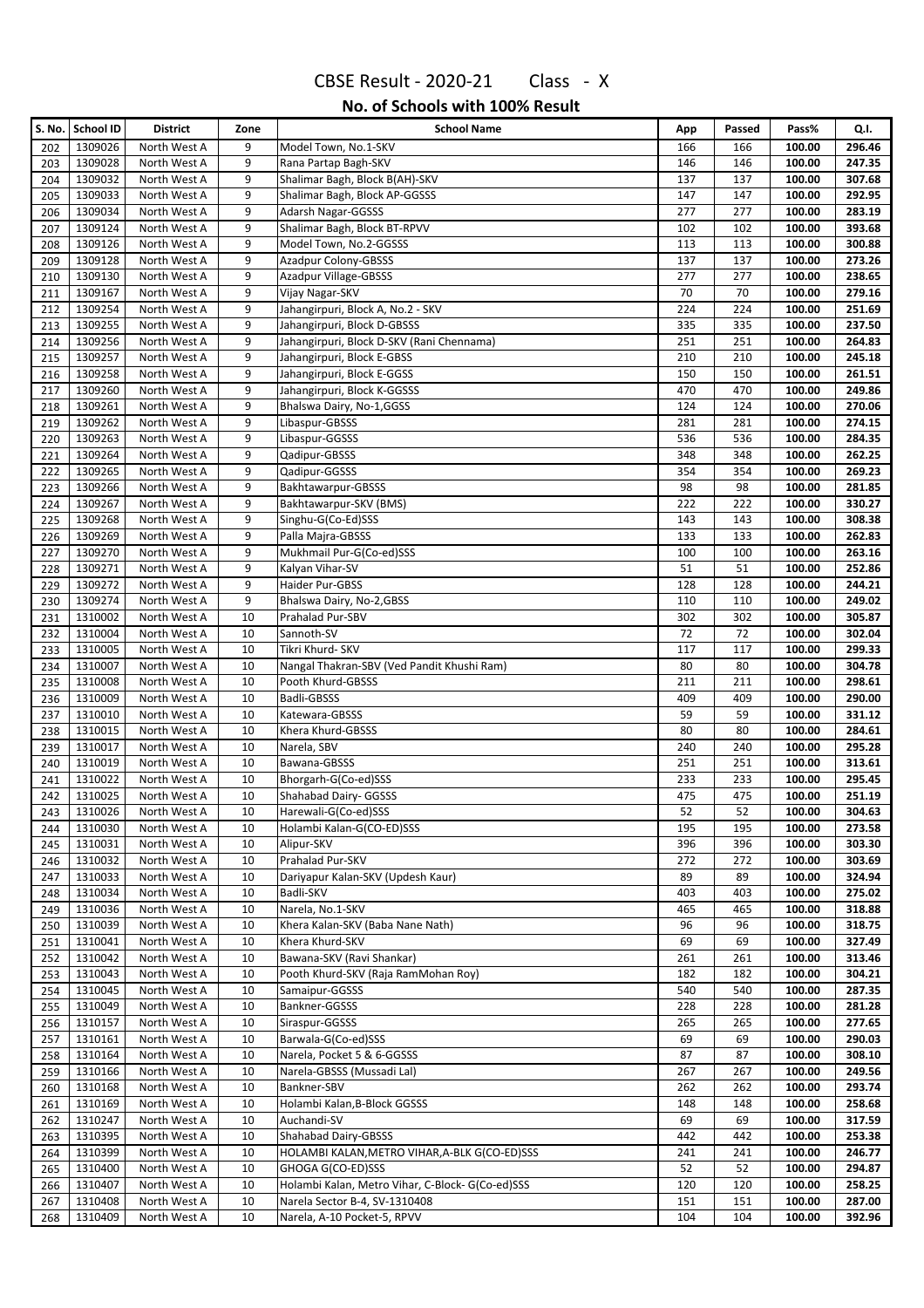# CBSE Result - 2020-21 Class - X

## No. of Schools with 100% Result

| S. No. | School ID | District | Zone | School Name | App | Passed | Pass% | Q.I. |
|---|---|---|---|---|---|---|---|---|
| 202 | 1309026 | North West A | 9 | Model Town, No.1-SKV | 166 | 166 | 100.00 | 296.46 |
| 203 | 1309028 | North West A | 9 | Rana Partap Bagh-SKV | 146 | 146 | 100.00 | 247.35 |
| 204 | 1309032 | North West A | 9 | Shalimar Bagh, Block B(AH)-SKV | 137 | 137 | 100.00 | 307.68 |
| 205 | 1309033 | North West A | 9 | Shalimar Bagh, Block AP-GGSSS | 147 | 147 | 100.00 | 292.95 |
| 206 | 1309034 | North West A | 9 | Adarsh Nagar-GGSSS | 277 | 277 | 100.00 | 283.19 |
| 207 | 1309124 | North West A | 9 | Shalimar Bagh, Block BT-RPVV | 102 | 102 | 100.00 | 393.68 |
| 208 | 1309126 | North West A | 9 | Model Town, No.2-GGSSS | 113 | 113 | 100.00 | 300.88 |
| 209 | 1309128 | North West A | 9 | Azadpur Colony-GBSSS | 137 | 137 | 100.00 | 273.26 |
| 210 | 1309130 | North West A | 9 | Azadpur Village-GBSSS | 277 | 277 | 100.00 | 238.65 |
| 211 | 1309167 | North West A | 9 | Vijay Nagar-SKV | 70 | 70 | 100.00 | 279.16 |
| 212 | 1309254 | North West A | 9 | Jahangirpuri, Block A, No.2 - SKV | 224 | 224 | 100.00 | 251.69 |
| 213 | 1309255 | North West A | 9 | Jahangirpuri, Block D-GBSSS | 335 | 335 | 100.00 | 237.50 |
| 214 | 1309256 | North West A | 9 | Jahangirpuri, Block D-SKV (Rani Chennama) | 251 | 251 | 100.00 | 264.83 |
| 215 | 1309257 | North West A | 9 | Jahangirpuri, Block E-GBSS | 210 | 210 | 100.00 | 245.18 |
| 216 | 1309258 | North West A | 9 | Jahangirpuri, Block E-GGSS | 150 | 150 | 100.00 | 261.51 |
| 217 | 1309260 | North West A | 9 | Jahangirpuri, Block K-GGSSS | 470 | 470 | 100.00 | 249.86 |
| 218 | 1309261 | North West A | 9 | Bhalswa Dairy, No-1,GGSS | 124 | 124 | 100.00 | 270.06 |
| 219 | 1309262 | North West A | 9 | Libaspur-GBSSS | 281 | 281 | 100.00 | 274.15 |
| 220 | 1309263 | North West A | 9 | Libaspur-GGSSS | 536 | 536 | 100.00 | 284.35 |
| 221 | 1309264 | North West A | 9 | Qadipur-GBSSS | 348 | 348 | 100.00 | 262.25 |
| 222 | 1309265 | North West A | 9 | Qadipur-GGSSS | 354 | 354 | 100.00 | 269.23 |
| 223 | 1309266 | North West A | 9 | Bakhtawarpur-GBSSS | 98 | 98 | 100.00 | 281.85 |
| 224 | 1309267 | North West A | 9 | Bakhtawarpur-SKV (BMS) | 222 | 222 | 100.00 | 330.27 |
| 225 | 1309268 | North West A | 9 | Singhu-G(Co-Ed)SSS | 143 | 143 | 100.00 | 308.38 |
| 226 | 1309269 | North West A | 9 | Palla Majra-GBSSS | 133 | 133 | 100.00 | 262.83 |
| 227 | 1309270 | North West A | 9 | Mukhmail Pur-G(Co-ed)SSS | 100 | 100 | 100.00 | 263.16 |
| 228 | 1309271 | North West A | 9 | Kalyan Vihar-SV | 51 | 51 | 100.00 | 252.86 |
| 229 | 1309272 | North West A | 9 | Haider Pur-GBSS | 128 | 128 | 100.00 | 244.21 |
| 230 | 1309274 | North West A | 9 | Bhalswa Dairy, No-2,GBSS | 110 | 110 | 100.00 | 249.02 |
| 231 | 1310002 | North West A | 10 | Prahalad Pur-SBV | 302 | 302 | 100.00 | 305.87 |
| 232 | 1310004 | North West A | 10 | Sannoth-SV | 72 | 72 | 100.00 | 302.04 |
| 233 | 1310005 | North West A | 10 | Tikri Khurd- SKV | 117 | 117 | 100.00 | 299.33 |
| 234 | 1310007 | North West A | 10 | Nangal Thakran-SBV (Ved Pandit Khushi Ram) | 80 | 80 | 100.00 | 304.78 |
| 235 | 1310008 | North West A | 10 | Pooth Khurd-GBSSS | 211 | 211 | 100.00 | 298.61 |
| 236 | 1310009 | North West A | 10 | Badli-GBSSS | 409 | 409 | 100.00 | 290.00 |
| 237 | 1310010 | North West A | 10 | Katewara-GBSSS | 59 | 59 | 100.00 | 331.12 |
| 238 | 1310015 | North West A | 10 | Khera Khurd-GBSSS | 80 | 80 | 100.00 | 284.61 |
| 239 | 1310017 | North West A | 10 | Narela, SBV | 240 | 240 | 100.00 | 295.28 |
| 240 | 1310019 | North West A | 10 | Bawana-GBSSS | 251 | 251 | 100.00 | 313.61 |
| 241 | 1310022 | North West A | 10 | Bhorgarh-G(Co-ed)SSS | 233 | 233 | 100.00 | 295.45 |
| 242 | 1310025 | North West A | 10 | Shahabad Dairy- GGSSS | 475 | 475 | 100.00 | 251.19 |
| 243 | 1310026 | North West A | 10 | Harewali-G(Co-ed)SSS | 52 | 52 | 100.00 | 304.63 |
| 244 | 1310030 | North West A | 10 | Holambi Kalan-G(CO-ED)SSS | 195 | 195 | 100.00 | 273.58 |
| 245 | 1310031 | North West A | 10 | Alipur-SKV | 396 | 396 | 100.00 | 303.30 |
| 246 | 1310032 | North West A | 10 | Prahalad Pur-SKV | 272 | 272 | 100.00 | 303.69 |
| 247 | 1310033 | North West A | 10 | Dariyapur Kalan-SKV (Updesh Kaur) | 89 | 89 | 100.00 | 324.94 |
| 248 | 1310034 | North West A | 10 | Badli-SKV | 403 | 403 | 100.00 | 275.02 |
| 249 | 1310036 | North West A | 10 | Narela, No.1-SKV | 465 | 465 | 100.00 | 318.88 |
| 250 | 1310039 | North West A | 10 | Khera Kalan-SKV (Baba Nane Nath) | 96 | 96 | 100.00 | 318.75 |
| 251 | 1310041 | North West A | 10 | Khera Khurd-SKV | 69 | 69 | 100.00 | 327.49 |
| 252 | 1310042 | North West A | 10 | Bawana-SKV (Ravi Shankar) | 261 | 261 | 100.00 | 313.46 |
| 253 | 1310043 | North West A | 10 | Pooth Khurd-SKV (Raja RamMohan Roy) | 182 | 182 | 100.00 | 304.21 |
| 254 | 1310045 | North West A | 10 | Samaipur-GGSSS | 540 | 540 | 100.00 | 287.35 |
| 255 | 1310049 | North West A | 10 | Bankner-GGSSS | 228 | 228 | 100.00 | 281.28 |
| 256 | 1310157 | North West A | 10 | Siraspur-GGSSS | 265 | 265 | 100.00 | 277.65 |
| 257 | 1310161 | North West A | 10 | Barwala-G(Co-ed)SSS | 69 | 69 | 100.00 | 290.03 |
| 258 | 1310164 | North West A | 10 | Narela, Pocket 5 & 6-GGSSS | 87 | 87 | 100.00 | 308.10 |
| 259 | 1310166 | North West A | 10 | Narela-GBSSS (Mussadi Lal) | 267 | 267 | 100.00 | 249.56 |
| 260 | 1310168 | North West A | 10 | Bankner-SBV | 262 | 262 | 100.00 | 293.74 |
| 261 | 1310169 | North West A | 10 | Holambi Kalan,B-Block GGSSS | 148 | 148 | 100.00 | 258.68 |
| 262 | 1310247 | North West A | 10 | Auchandi-SV | 69 | 69 | 100.00 | 317.59 |
| 263 | 1310395 | North West A | 10 | Shahabad Dairy-GBSSS | 442 | 442 | 100.00 | 253.38 |
| 264 | 1310399 | North West A | 10 | HOLAMBI KALAN,METRO VIHAR,A-BLK G(CO-ED)SSS | 241 | 241 | 100.00 | 246.77 |
| 265 | 1310400 | North West A | 10 | GHOGA G(CO-ED)SSS | 52 | 52 | 100.00 | 294.87 |
| 266 | 1310407 | North West A | 10 | Holambi Kalan, Metro Vihar, C-Block- G(Co-ed)SSS | 120 | 120 | 100.00 | 258.25 |
| 267 | 1310408 | North West A | 10 | Narela Sector B-4, SV-1310408 | 151 | 151 | 100.00 | 287.00 |
| 268 | 1310409 | North West A | 10 | Narela, A-10 Pocket-5, RPVV | 104 | 104 | 100.00 | 392.96 |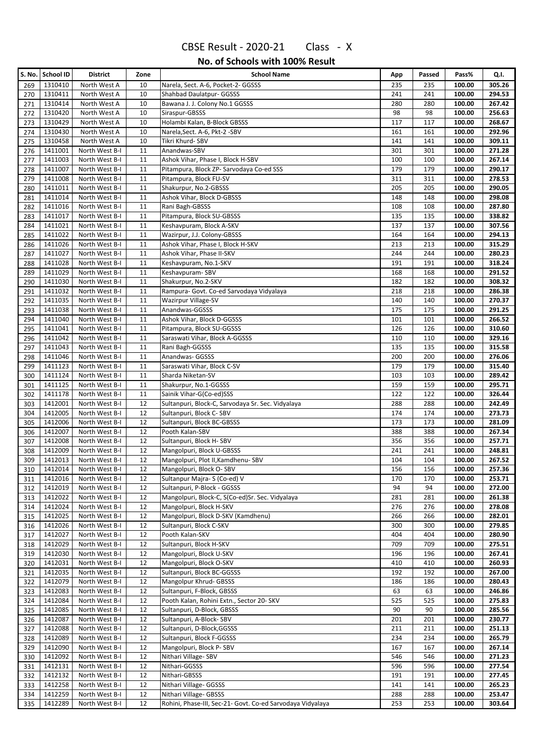# CBSE Result - 2020-21 Class - X

## No. of Schools with 100% Result

| S. No. | School ID | District | Zone | School Name | App | Passed | Pass% | Q.I. |
|---|---|---|---|---|---|---|---|---|
| 269 | 1310410 | North West A | 10 | Narela, Sect. A-6, Pocket-2- GGSSS | 235 | 235 | 100.00 | 305.26 |
| 270 | 1310411 | North West A | 10 | Shahbad Daulatpur- GGSSS | 241 | 241 | 100.00 | 294.53 |
| 271 | 1310414 | North West A | 10 | Bawana J. J. Colony No.1 GGSSS | 280 | 280 | 100.00 | 267.42 |
| 272 | 1310420 | North West A | 10 | Siraspur-GBSSS | 98 | 98 | 100.00 | 256.63 |
| 273 | 1310429 | North West A | 10 | Holambi Kalan, B-Block GBSSS | 117 | 117 | 100.00 | 268.67 |
| 274 | 1310430 | North West A | 10 | Narela,Sect. A-6, Pkt-2 -SBV | 161 | 161 | 100.00 | 292.96 |
| 275 | 1310458 | North West A | 10 | Tikri Khurd- SBV | 141 | 141 | 100.00 | 309.11 |
| 276 | 1411001 | North West B-I | 11 | Anandwas-SBV | 301 | 301 | 100.00 | 271.28 |
| 277 | 1411003 | North West B-I | 11 | Ashok Vihar, Phase I, Block H-SBV | 100 | 100 | 100.00 | 267.14 |
| 278 | 1411007 | North West B-I | 11 | Pitampura, Block ZP- Sarvodaya Co-ed SSS | 179 | 179 | 100.00 | 290.17 |
| 279 | 1411008 | North West B-I | 11 | Pitampura, Block FU-SV | 311 | 311 | 100.00 | 278.53 |
| 280 | 1411011 | North West B-I | 11 | Shakurpur, No.2-GBSSS | 205 | 205 | 100.00 | 290.05 |
| 281 | 1411014 | North West B-I | 11 | Ashok Vihar, Block D-GBSSS | 148 | 148 | 100.00 | 298.08 |
| 282 | 1411016 | North West B-I | 11 | Rani Bagh-GBSSS | 108 | 108 | 100.00 | 287.80 |
| 283 | 1411017 | North West B-I | 11 | Pitampura, Block SU-GBSSS | 135 | 135 | 100.00 | 338.82 |
| 284 | 1411021 | North West B-I | 11 | Keshavpuram, Block A-SKV | 137 | 137 | 100.00 | 307.56 |
| 285 | 1411022 | North West B-I | 11 | Wazirpur, J.J. Colony-GBSSS | 164 | 164 | 100.00 | 294.13 |
| 286 | 1411026 | North West B-I | 11 | Ashok Vihar, Phase I, Block H-SKV | 213 | 213 | 100.00 | 315.29 |
| 287 | 1411027 | North West B-I | 11 | Ashok Vihar, Phase II-SKV | 244 | 244 | 100.00 | 280.23 |
| 288 | 1411028 | North West B-I | 11 | Keshavpuram, No.1-SKV | 191 | 191 | 100.00 | 318.24 |
| 289 | 1411029 | North West B-I | 11 | Keshavpuram- SBV | 168 | 168 | 100.00 | 291.52 |
| 290 | 1411030 | North West B-I | 11 | Shakurpur, No.2-SKV | 182 | 182 | 100.00 | 308.32 |
| 291 | 1411032 | North West B-I | 11 | Rampura- Govt. Co-ed Sarvodaya Vidyalaya | 218 | 218 | 100.00 | 286.38 |
| 292 | 1411035 | North West B-I | 11 | Wazirpur Village-SV | 140 | 140 | 100.00 | 270.37 |
| 293 | 1411038 | North West B-I | 11 | Anandwas-GGSSS | 175 | 175 | 100.00 | 291.25 |
| 294 | 1411040 | North West B-I | 11 | Ashok Vihar, Block D-GGSSS | 101 | 101 | 100.00 | 266.52 |
| 295 | 1411041 | North West B-I | 11 | Pitampura, Block SU-GGSSS | 126 | 126 | 100.00 | 310.60 |
| 296 | 1411042 | North West B-I | 11 | Saraswati Vihar, Block A-GGSSS | 110 | 110 | 100.00 | 329.16 |
| 297 | 1411043 | North West B-I | 11 | Rani Bagh-GGSSS | 135 | 135 | 100.00 | 315.58 |
| 298 | 1411046 | North West B-I | 11 | Anandwas- GGSSS | 200 | 200 | 100.00 | 276.06 |
| 299 | 1411123 | North West B-I | 11 | Saraswati Vihar, Block C-SV | 179 | 179 | 100.00 | 315.40 |
| 300 | 1411124 | North West B-I | 11 | Sharda Niketan-SV | 103 | 103 | 100.00 | 289.42 |
| 301 | 1411125 | North West B-I | 11 | Shakurpur, No.1-GGSSS | 159 | 159 | 100.00 | 295.71 |
| 302 | 1411178 | North West B-I | 11 | Sainik Vihar-G(Co-ed)SSS | 122 | 122 | 100.00 | 326.44 |
| 303 | 1412001 | North West B-I | 12 | Sultanpuri, Block-C, Sarvodaya Sr. Sec. Vidyalaya | 288 | 288 | 100.00 | 242.49 |
| 304 | 1412005 | North West B-I | 12 | Sultanpuri, Block C- SBV | 174 | 174 | 100.00 | 273.73 |
| 305 | 1412006 | North West B-I | 12 | Sultanpuri, Block BC-GBSSS | 173 | 173 | 100.00 | 281.09 |
| 306 | 1412007 | North West B-I | 12 | Pooth Kalan-SBV | 388 | 388 | 100.00 | 267.34 |
| 307 | 1412008 | North West B-I | 12 | Sultanpuri, Block H- SBV | 356 | 356 | 100.00 | 257.71 |
| 308 | 1412009 | North West B-I | 12 | Mangolpuri, Block U-GBSSS | 241 | 241 | 100.00 | 248.81 |
| 309 | 1412013 | North West B-I | 12 | Mangolpuri, Plot II,Kamdhenu- SBV | 104 | 104 | 100.00 | 267.52 |
| 310 | 1412014 | North West B-I | 12 | Mangolpuri, Block O- SBV | 156 | 156 | 100.00 | 257.36 |
| 311 | 1412016 | North West B-I | 12 | Sultanpur Majra- S (Co-ed) V | 170 | 170 | 100.00 | 253.71 |
| 312 | 1412019 | North West B-I | 12 | Sultanpuri, P-Block - GGSSS | 94 | 94 | 100.00 | 272.00 |
| 313 | 1412022 | North West B-I | 12 | Mangolpuri, Block-C, S(Co-ed)Sr. Sec. Vidyalaya | 281 | 281 | 100.00 | 261.38 |
| 314 | 1412024 | North West B-I | 12 | Mangolpuri, Block H-SKV | 276 | 276 | 100.00 | 278.08 |
| 315 | 1412025 | North West B-I | 12 | Mangolpuri, Block D-SKV (Kamdhenu) | 266 | 266 | 100.00 | 282.01 |
| 316 | 1412026 | North West B-I | 12 | Sultanpuri, Block C-SKV | 300 | 300 | 100.00 | 279.85 |
| 317 | 1412027 | North West B-I | 12 | Pooth Kalan-SKV | 404 | 404 | 100.00 | 280.90 |
| 318 | 1412029 | North West B-I | 12 | Sultanpuri, Block H-SKV | 709 | 709 | 100.00 | 275.51 |
| 319 | 1412030 | North West B-I | 12 | Mangolpuri, Block U-SKV | 196 | 196 | 100.00 | 267.41 |
| 320 | 1412031 | North West B-I | 12 | Mangolpuri, Block O-SKV | 410 | 410 | 100.00 | 260.93 |
| 321 | 1412035 | North West B-I | 12 | Sultanpuri, Block BC-GGSSS | 192 | 192 | 100.00 | 267.00 |
| 322 | 1412079 | North West B-I | 12 | Mangolpur Khrud- GBSSS | 186 | 186 | 100.00 | 280.43 |
| 323 | 1412083 | North West B-I | 12 | Sultanpuri, F-Block, GBSSS | 63 | 63 | 100.00 | 246.86 |
| 324 | 1412084 | North West B-I | 12 | Pooth Kalan, Rohini Extn., Sector 20- SKV | 525 | 525 | 100.00 | 275.83 |
| 325 | 1412085 | North West B-I | 12 | Sultanpuri, D-Block, GBSSS | 90 | 90 | 100.00 | 285.56 |
| 326 | 1412087 | North West B-I | 12 | Sultanpuri, A-Block- SBV | 201 | 201 | 100.00 | 230.77 |
| 327 | 1412088 | North West B-I | 12 | Sultanpuri, D-Block,GGSSS | 211 | 211 | 100.00 | 251.13 |
| 328 | 1412089 | North West B-I | 12 | Sultanpuri, Block F-GGSSS | 234 | 234 | 100.00 | 265.79 |
| 329 | 1412090 | North West B-I | 12 | Mangolpuri, Block P- SBV | 167 | 167 | 100.00 | 267.14 |
| 330 | 1412092 | North West B-I | 12 | Nithari Village- SBV | 546 | 546 | 100.00 | 271.23 |
| 331 | 1412131 | North West B-I | 12 | Nithari-GGSSS | 596 | 596 | 100.00 | 277.54 |
| 332 | 1412132 | North West B-I | 12 | Nithari-GBSSS | 191 | 191 | 100.00 | 277.45 |
| 333 | 1412258 | North West B-I | 12 | Nithari Village- GGSSS | 141 | 141 | 100.00 | 265.23 |
| 334 | 1412259 | North West B-I | 12 | Nithari Village- GBSSS | 288 | 288 | 100.00 | 253.47 |
| 335 | 1412289 | North West B-I | 12 | Rohini, Phase-III, Sec-21- Govt. Co-ed Sarvodaya Vidyalaya | 253 | 253 | 100.00 | 303.64 |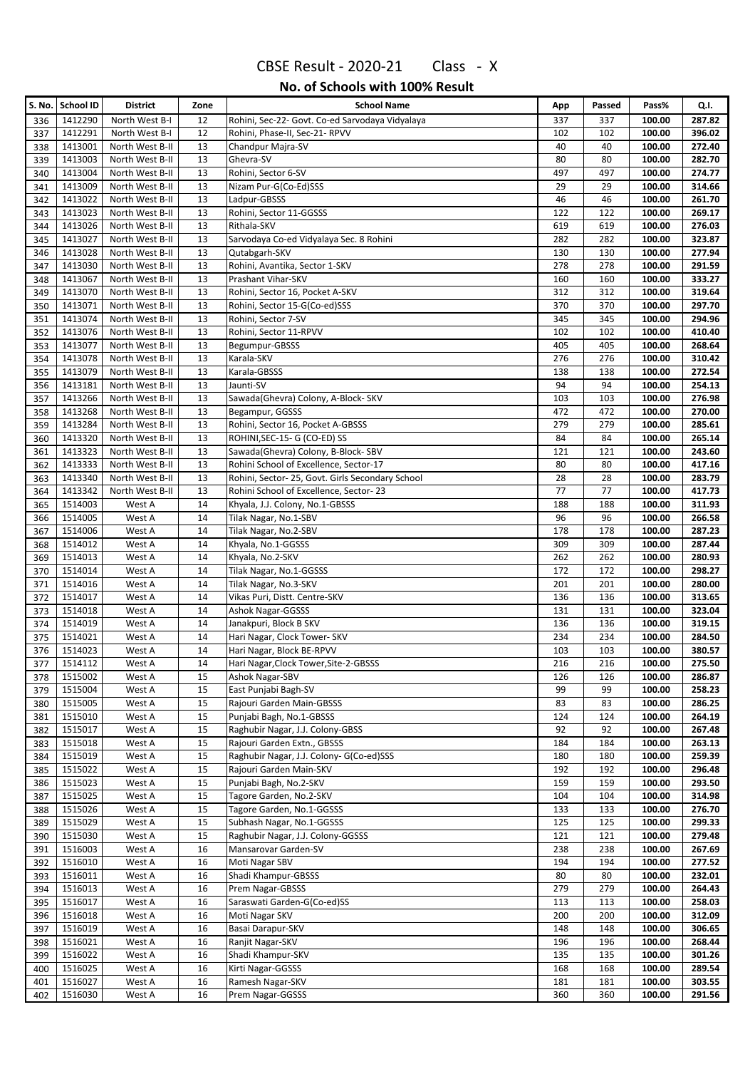# CBSE Result - 2020-21 Class - X

## No. of Schools with 100% Result

| S. No. | School ID | District | Zone | School Name | App | Passed | Pass% | Q.I. |
|---|---|---|---|---|---|---|---|---|
| 336 | 1412290 | North West B-I | 12 | Rohini, Sec-22- Govt. Co-ed Sarvodaya Vidyalaya | 337 | 337 | 100.00 | 287.82 |
| 337 | 1412291 | North West B-I | 12 | Rohini, Phase-II, Sec-21- RPVV | 102 | 102 | 100.00 | 396.02 |
| 338 | 1413001 | North West B-II | 13 | Chandpur Majra-SV | 40 | 40 | 100.00 | 272.40 |
| 339 | 1413003 | North West B-II | 13 | Ghevra-SV | 80 | 80 | 100.00 | 282.70 |
| 340 | 1413004 | North West B-II | 13 | Rohini, Sector 6-SV | 497 | 497 | 100.00 | 274.77 |
| 341 | 1413009 | North West B-II | 13 | Nizam Pur-G(Co-Ed)SSS | 29 | 29 | 100.00 | 314.66 |
| 342 | 1413022 | North West B-II | 13 | Ladpur-GBSSS | 46 | 46 | 100.00 | 261.70 |
| 343 | 1413023 | North West B-II | 13 | Rohini, Sector 11-GGSSS | 122 | 122 | 100.00 | 269.17 |
| 344 | 1413026 | North West B-II | 13 | Rithala-SKV | 619 | 619 | 100.00 | 276.03 |
| 345 | 1413027 | North West B-II | 13 | Sarvodaya Co-ed Vidyalaya Sec. 8 Rohini | 282 | 282 | 100.00 | 323.87 |
| 346 | 1413028 | North West B-II | 13 | Qutabgarh-SKV | 130 | 130 | 100.00 | 277.94 |
| 347 | 1413030 | North West B-II | 13 | Rohini, Avantika, Sector 1-SKV | 278 | 278 | 100.00 | 291.59 |
| 348 | 1413067 | North West B-II | 13 | Prashant Vihar-SKV | 160 | 160 | 100.00 | 333.27 |
| 349 | 1413070 | North West B-II | 13 | Rohini, Sector 16, Pocket A-SKV | 312 | 312 | 100.00 | 319.64 |
| 350 | 1413071 | North West B-II | 13 | Rohini, Sector 15-G(Co-ed)SSS | 370 | 370 | 100.00 | 297.70 |
| 351 | 1413074 | North West B-II | 13 | Rohini, Sector 7-SV | 345 | 345 | 100.00 | 294.96 |
| 352 | 1413076 | North West B-II | 13 | Rohini, Sector 11-RPVV | 102 | 102 | 100.00 | 410.40 |
| 353 | 1413077 | North West B-II | 13 | Begumpur-GBSSS | 405 | 405 | 100.00 | 268.64 |
| 354 | 1413078 | North West B-II | 13 | Karala-SKV | 276 | 276 | 100.00 | 310.42 |
| 355 | 1413079 | North West B-II | 13 | Karala-GBSSS | 138 | 138 | 100.00 | 272.54 |
| 356 | 1413181 | North West B-II | 13 | Jaunti-SV | 94 | 94 | 100.00 | 254.13 |
| 357 | 1413266 | North West B-II | 13 | Sawada(Ghevra) Colony, A-Block- SKV | 103 | 103 | 100.00 | 276.98 |
| 358 | 1413268 | North West B-II | 13 | Begampur, GGSSS | 472 | 472 | 100.00 | 270.00 |
| 359 | 1413284 | North West B-II | 13 | Rohini, Sector 16, Pocket A-GBSSS | 279 | 279 | 100.00 | 285.61 |
| 360 | 1413320 | North West B-II | 13 | ROHINI,SEC-15- G (CO-ED) SS | 84 | 84 | 100.00 | 265.14 |
| 361 | 1413323 | North West B-II | 13 | Sawada(Ghevra) Colony, B-Block- SBV | 121 | 121 | 100.00 | 243.60 |
| 362 | 1413333 | North West B-II | 13 | Rohini School of Excellence, Sector-17 | 80 | 80 | 100.00 | 417.16 |
| 363 | 1413340 | North West B-II | 13 | Rohini, Sector- 25, Govt. Girls Secondary School | 28 | 28 | 100.00 | 283.79 |
| 364 | 1413342 | North West B-II | 13 | Rohini School of Excellence, Sector- 23 | 77 | 77 | 100.00 | 417.73 |
| 365 | 1514003 | West A | 14 | Khyala, J.J. Colony, No.1-GBSSS | 188 | 188 | 100.00 | 311.93 |
| 366 | 1514005 | West A | 14 | Tilak Nagar, No.1-SBV | 96 | 96 | 100.00 | 266.58 |
| 367 | 1514006 | West A | 14 | Tilak Nagar, No.2-SBV | 178 | 178 | 100.00 | 287.23 |
| 368 | 1514012 | West A | 14 | Khyala, No.1-GGSSS | 309 | 309 | 100.00 | 287.44 |
| 369 | 1514013 | West A | 14 | Khyala, No.2-SKV | 262 | 262 | 100.00 | 280.93 |
| 370 | 1514014 | West A | 14 | Tilak Nagar, No.1-GGSSS | 172 | 172 | 100.00 | 298.27 |
| 371 | 1514016 | West A | 14 | Tilak Nagar, No.3-SKV | 201 | 201 | 100.00 | 280.00 |
| 372 | 1514017 | West A | 14 | Vikas Puri, Distt. Centre-SKV | 136 | 136 | 100.00 | 313.65 |
| 373 | 1514018 | West A | 14 | Ashok Nagar-GGSSS | 131 | 131 | 100.00 | 323.04 |
| 374 | 1514019 | West A | 14 | Janakpuri, Block B SKV | 136 | 136 | 100.00 | 319.15 |
| 375 | 1514021 | West A | 14 | Hari Nagar, Clock Tower- SKV | 234 | 234 | 100.00 | 284.50 |
| 376 | 1514023 | West A | 14 | Hari Nagar, Block BE-RPVV | 103 | 103 | 100.00 | 380.57 |
| 377 | 1514112 | West A | 14 | Hari Nagar,Clock Tower,Site-2-GBSSS | 216 | 216 | 100.00 | 275.50 |
| 378 | 1515002 | West A | 15 | Ashok Nagar-SBV | 126 | 126 | 100.00 | 286.87 |
| 379 | 1515004 | West A | 15 | East Punjabi Bagh-SV | 99 | 99 | 100.00 | 258.23 |
| 380 | 1515005 | West A | 15 | Rajouri Garden Main-GBSSS | 83 | 83 | 100.00 | 286.25 |
| 381 | 1515010 | West A | 15 | Punjabi Bagh, No.1-GBSSS | 124 | 124 | 100.00 | 264.19 |
| 382 | 1515017 | West A | 15 | Raghubir Nagar, J.J. Colony-GBSS | 92 | 92 | 100.00 | 267.48 |
| 383 | 1515018 | West A | 15 | Rajouri Garden Extn., GBSSS | 184 | 184 | 100.00 | 263.13 |
| 384 | 1515019 | West A | 15 | Raghubir Nagar, J.J. Colony- G(Co-ed)SSS | 180 | 180 | 100.00 | 259.39 |
| 385 | 1515022 | West A | 15 | Rajouri Garden Main-SKV | 192 | 192 | 100.00 | 296.48 |
| 386 | 1515023 | West A | 15 | Punjabi Bagh, No.2-SKV | 159 | 159 | 100.00 | 293.50 |
| 387 | 1515025 | West A | 15 | Tagore Garden, No.2-SKV | 104 | 104 | 100.00 | 314.98 |
| 388 | 1515026 | West A | 15 | Tagore Garden, No.1-GGSSS | 133 | 133 | 100.00 | 276.70 |
| 389 | 1515029 | West A | 15 | Subhash Nagar, No.1-GGSSS | 125 | 125 | 100.00 | 299.33 |
| 390 | 1515030 | West A | 15 | Raghubir Nagar, J.J. Colony-GGSSS | 121 | 121 | 100.00 | 279.48 |
| 391 | 1516003 | West A | 16 | Mansarovar Garden-SV | 238 | 238 | 100.00 | 267.69 |
| 392 | 1516010 | West A | 16 | Moti Nagar SBV | 194 | 194 | 100.00 | 277.52 |
| 393 | 1516011 | West A | 16 | Shadi Khampur-GBSSS | 80 | 80 | 100.00 | 232.01 |
| 394 | 1516013 | West A | 16 | Prem Nagar-GBSSS | 279 | 279 | 100.00 | 264.43 |
| 395 | 1516017 | West A | 16 | Saraswati Garden-G(Co-ed)SS | 113 | 113 | 100.00 | 258.03 |
| 396 | 1516018 | West A | 16 | Moti Nagar SKV | 200 | 200 | 100.00 | 312.09 |
| 397 | 1516019 | West A | 16 | Basai Darapur-SKV | 148 | 148 | 100.00 | 306.65 |
| 398 | 1516021 | West A | 16 | Ranjit Nagar-SKV | 196 | 196 | 100.00 | 268.44 |
| 399 | 1516022 | West A | 16 | Shadi Khampur-SKV | 135 | 135 | 100.00 | 301.26 |
| 400 | 1516025 | West A | 16 | Kirti Nagar-GGSSS | 168 | 168 | 100.00 | 289.54 |
| 401 | 1516027 | West A | 16 | Ramesh Nagar-SKV | 181 | 181 | 100.00 | 303.55 |
| 402 | 1516030 | West A | 16 | Prem Nagar-GGSSS | 360 | 360 | 100.00 | 291.56 |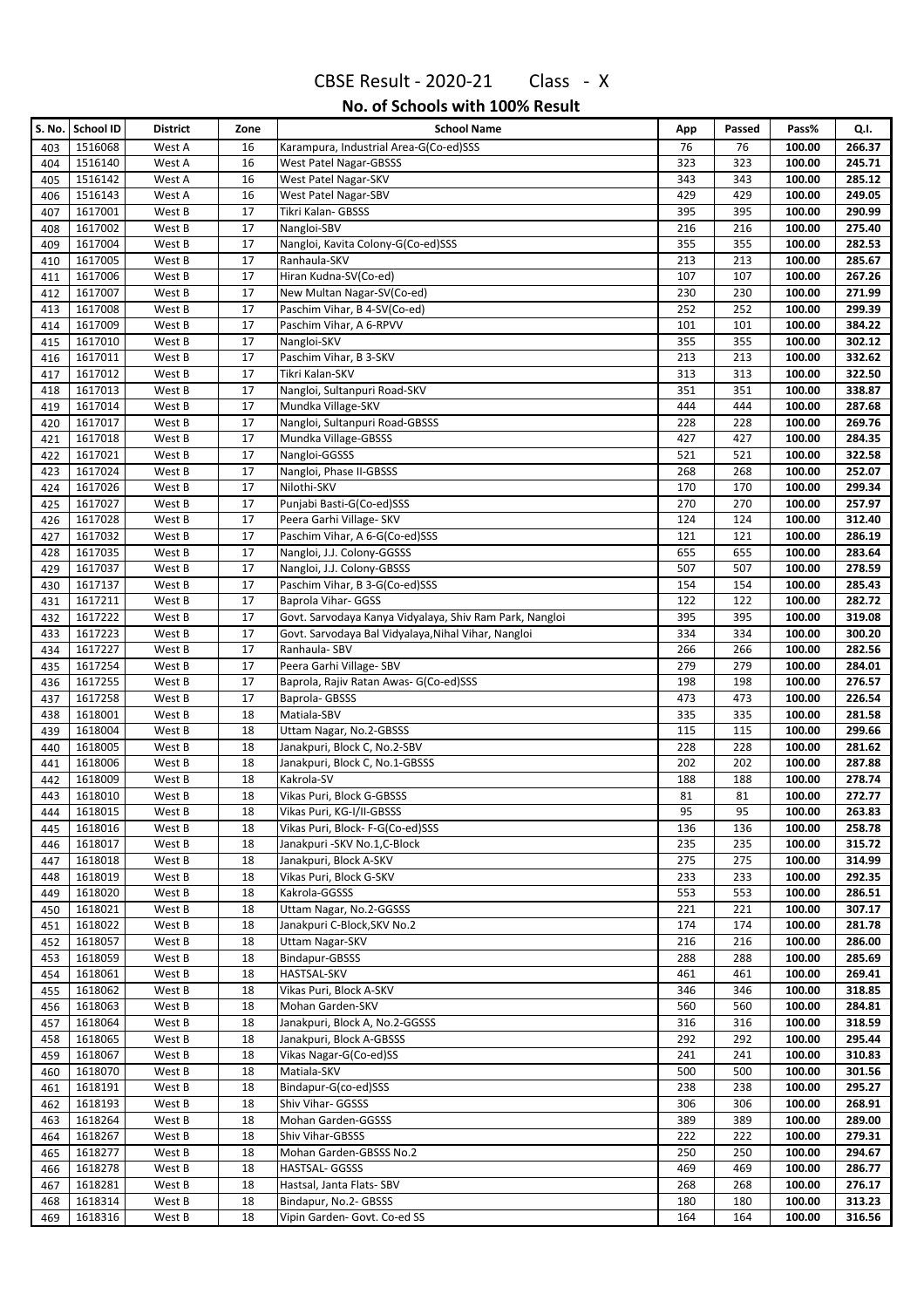# CBSE Result - 2020-21 Class - X

## No. of Schools with 100% Result

| S. No. | School ID | District | Zone | School Name | App | Passed | Pass% | Q.I. |
|---|---|---|---|---|---|---|---|---|
| 403 | 1516068 | West A | 16 | Karampura, Industrial Area-G(Co-ed)SSS | 76 | 76 | 100.00 | 266.37 |
| 404 | 1516140 | West A | 16 | West Patel Nagar-GBSSS | 323 | 323 | 100.00 | 245.71 |
| 405 | 1516142 | West A | 16 | West Patel Nagar-SKV | 343 | 343 | 100.00 | 285.12 |
| 406 | 1516143 | West A | 16 | West Patel Nagar-SBV | 429 | 429 | 100.00 | 249.05 |
| 407 | 1617001 | West B | 17 | Tikri Kalan- GBSSS | 395 | 395 | 100.00 | 290.99 |
| 408 | 1617002 | West B | 17 | Nangloi-SBV | 216 | 216 | 100.00 | 275.40 |
| 409 | 1617004 | West B | 17 | Nangloi, Kavita Colony-G(Co-ed)SSS | 355 | 355 | 100.00 | 282.53 |
| 410 | 1617005 | West B | 17 | Ranhaula-SKV | 213 | 213 | 100.00 | 285.67 |
| 411 | 1617006 | West B | 17 | Hiran Kudna-SV(Co-ed) | 107 | 107 | 100.00 | 267.26 |
| 412 | 1617007 | West B | 17 | New Multan Nagar-SV(Co-ed) | 230 | 230 | 100.00 | 271.99 |
| 413 | 1617008 | West B | 17 | Paschim Vihar, B 4-SV(Co-ed) | 252 | 252 | 100.00 | 299.39 |
| 414 | 1617009 | West B | 17 | Paschim Vihar, A 6-RPVV | 101 | 101 | 100.00 | 384.22 |
| 415 | 1617010 | West B | 17 | Nangloi-SKV | 355 | 355 | 100.00 | 302.12 |
| 416 | 1617011 | West B | 17 | Paschim Vihar, B 3-SKV | 213 | 213 | 100.00 | 332.62 |
| 417 | 1617012 | West B | 17 | Tikri Kalan-SKV | 313 | 313 | 100.00 | 322.50 |
| 418 | 1617013 | West B | 17 | Nangloi, Sultanpuri Road-SKV | 351 | 351 | 100.00 | 338.87 |
| 419 | 1617014 | West B | 17 | Mundka Village-SKV | 444 | 444 | 100.00 | 287.68 |
| 420 | 1617017 | West B | 17 | Nangloi, Sultanpuri Road-GBSSS | 228 | 228 | 100.00 | 269.76 |
| 421 | 1617018 | West B | 17 | Mundka Village-GBSSS | 427 | 427 | 100.00 | 284.35 |
| 422 | 1617021 | West B | 17 | Nangloi-GGSSS | 521 | 521 | 100.00 | 322.58 |
| 423 | 1617024 | West B | 17 | Nangloi, Phase II-GBSSS | 268 | 268 | 100.00 | 252.07 |
| 424 | 1617026 | West B | 17 | Nilothi-SKV | 170 | 170 | 100.00 | 299.34 |
| 425 | 1617027 | West B | 17 | Punjabi Basti-G(Co-ed)SSS | 270 | 270 | 100.00 | 257.97 |
| 426 | 1617028 | West B | 17 | Peera Garhi Village- SKV | 124 | 124 | 100.00 | 312.40 |
| 427 | 1617032 | West B | 17 | Paschim Vihar, A 6-G(Co-ed)SSS | 121 | 121 | 100.00 | 286.19 |
| 428 | 1617035 | West B | 17 | Nangloi, J.J. Colony-GGSSS | 655 | 655 | 100.00 | 283.64 |
| 429 | 1617037 | West B | 17 | Nangloi, J.J. Colony-GBSSS | 507 | 507 | 100.00 | 278.59 |
| 430 | 1617137 | West B | 17 | Paschim Vihar, B 3-G(Co-ed)SSS | 154 | 154 | 100.00 | 285.43 |
| 431 | 1617211 | West B | 17 | Baprola Vihar- GGSS | 122 | 122 | 100.00 | 282.72 |
| 432 | 1617222 | West B | 17 | Govt. Sarvodaya Kanya Vidyalaya, Shiv Ram Park, Nangloi | 395 | 395 | 100.00 | 319.08 |
| 433 | 1617223 | West B | 17 | Govt. Sarvodaya Bal Vidyalaya,Nihal Vihar, Nangloi | 334 | 334 | 100.00 | 300.20 |
| 434 | 1617227 | West B | 17 | Ranhaula- SBV | 266 | 266 | 100.00 | 282.56 |
| 435 | 1617254 | West B | 17 | Peera Garhi Village- SBV | 279 | 279 | 100.00 | 284.01 |
| 436 | 1617255 | West B | 17 | Baprola, Rajiv Ratan Awas- G(Co-ed)SSS | 198 | 198 | 100.00 | 276.57 |
| 437 | 1617258 | West B | 17 | Baprola- GBSSS | 473 | 473 | 100.00 | 226.54 |
| 438 | 1618001 | West B | 18 | Matiala-SBV | 335 | 335 | 100.00 | 281.58 |
| 439 | 1618004 | West B | 18 | Uttam Nagar, No.2-GBSSS | 115 | 115 | 100.00 | 299.66 |
| 440 | 1618005 | West B | 18 | Janakpuri, Block C, No.2-SBV | 228 | 228 | 100.00 | 281.62 |
| 441 | 1618006 | West B | 18 | Janakpuri, Block C, No.1-GBSSS | 202 | 202 | 100.00 | 287.88 |
| 442 | 1618009 | West B | 18 | Kakrola-SV | 188 | 188 | 100.00 | 278.74 |
| 443 | 1618010 | West B | 18 | Vikas Puri, Block G-GBSSS | 81 | 81 | 100.00 | 272.77 |
| 444 | 1618015 | West B | 18 | Vikas Puri, KG-I/II-GBSSS | 95 | 95 | 100.00 | 263.83 |
| 445 | 1618016 | West B | 18 | Vikas Puri, Block- F-G(Co-ed)SSS | 136 | 136 | 100.00 | 258.78 |
| 446 | 1618017 | West B | 18 | Janakpuri -SKV No.1,C-Block | 235 | 235 | 100.00 | 315.72 |
| 447 | 1618018 | West B | 18 | Janakpuri, Block A-SKV | 275 | 275 | 100.00 | 314.99 |
| 448 | 1618019 | West B | 18 | Vikas Puri, Block G-SKV | 233 | 233 | 100.00 | 292.35 |
| 449 | 1618020 | West B | 18 | Kakrola-GGSSS | 553 | 553 | 100.00 | 286.51 |
| 450 | 1618021 | West B | 18 | Uttam Nagar, No.2-GGSSS | 221 | 221 | 100.00 | 307.17 |
| 451 | 1618022 | West B | 18 | Janakpuri C-Block,SKV No.2 | 174 | 174 | 100.00 | 281.78 |
| 452 | 1618057 | West B | 18 | Uttam Nagar-SKV | 216 | 216 | 100.00 | 286.00 |
| 453 | 1618059 | West B | 18 | Bindapur-GBSSS | 288 | 288 | 100.00 | 285.69 |
| 454 | 1618061 | West B | 18 | HASTSAL-SKV | 461 | 461 | 100.00 | 269.41 |
| 455 | 1618062 | West B | 18 | Vikas Puri, Block A-SKV | 346 | 346 | 100.00 | 318.85 |
| 456 | 1618063 | West B | 18 | Mohan Garden-SKV | 560 | 560 | 100.00 | 284.81 |
| 457 | 1618064 | West B | 18 | Janakpuri, Block A, No.2-GGSSS | 316 | 316 | 100.00 | 318.59 |
| 458 | 1618065 | West B | 18 | Janakpuri, Block A-GBSSS | 292 | 292 | 100.00 | 295.44 |
| 459 | 1618067 | West B | 18 | Vikas Nagar-G(Co-ed)SS | 241 | 241 | 100.00 | 310.83 |
| 460 | 1618070 | West B | 18 | Matiala-SKV | 500 | 500 | 100.00 | 301.56 |
| 461 | 1618191 | West B | 18 | Bindapur-G(co-ed)SSS | 238 | 238 | 100.00 | 295.27 |
| 462 | 1618193 | West B | 18 | Shiv Vihar- GGSSS | 306 | 306 | 100.00 | 268.91 |
| 463 | 1618264 | West B | 18 | Mohan Garden-GGSSS | 389 | 389 | 100.00 | 289.00 |
| 464 | 1618267 | West B | 18 | Shiv Vihar-GBSSS | 222 | 222 | 100.00 | 279.31 |
| 465 | 1618277 | West B | 18 | Mohan Garden-GBSSS No.2 | 250 | 250 | 100.00 | 294.67 |
| 466 | 1618278 | West B | 18 | HASTSAL- GGSSS | 469 | 469 | 100.00 | 286.77 |
| 467 | 1618281 | West B | 18 | Hastsal, Janta Flats- SBV | 268 | 268 | 100.00 | 276.17 |
| 468 | 1618314 | West B | 18 | Bindapur, No.2- GBSSS | 180 | 180 | 100.00 | 313.23 |
| 469 | 1618316 | West B | 18 | Vipin Garden- Govt. Co-ed SS | 164 | 164 | 100.00 | 316.56 |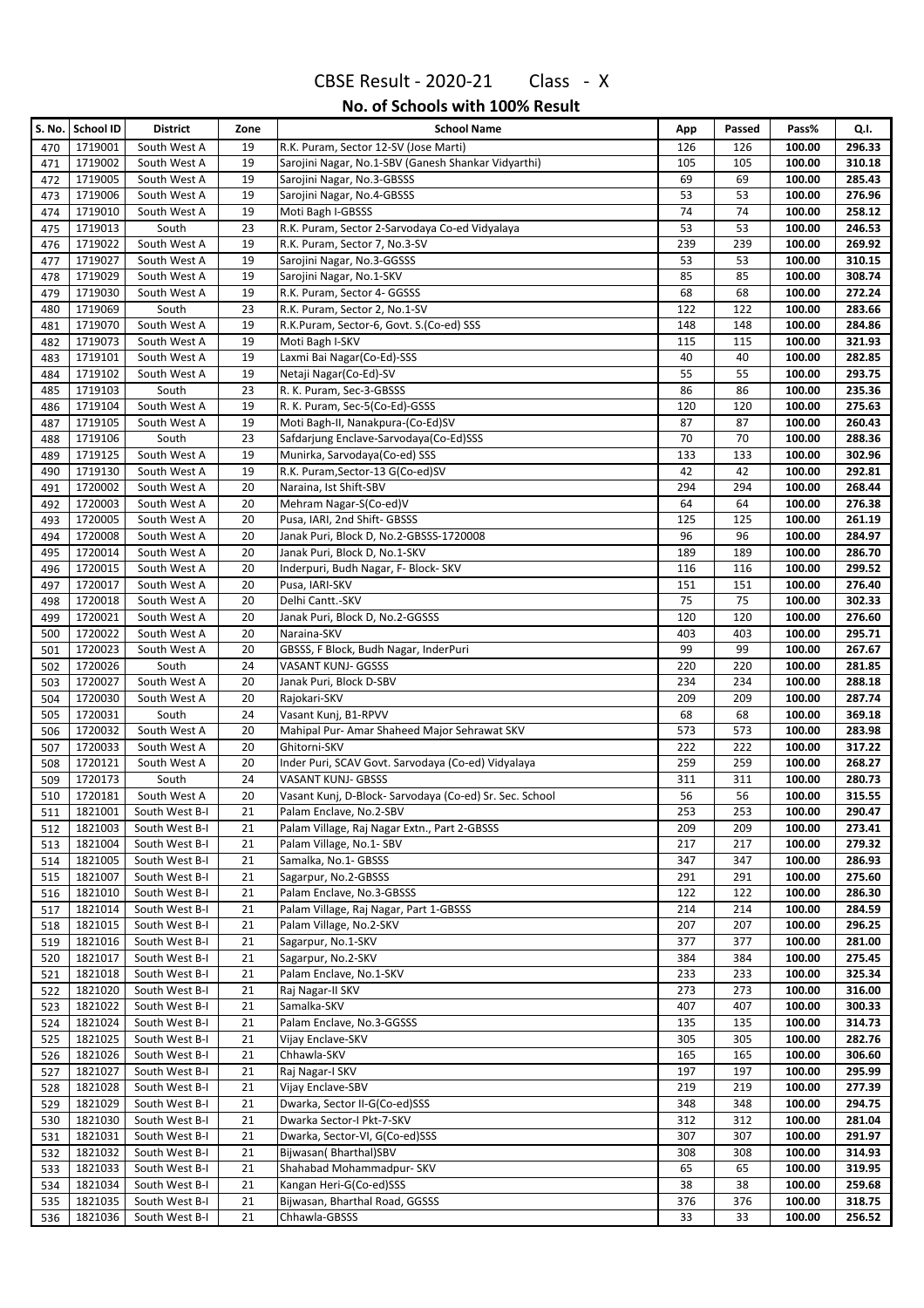# CBSE Result - 2020-21 Class - X

## No. of Schools with 100% Result

| S. No. | School ID | District | Zone | School Name | App | Passed | Pass% | Q.I. |
|---|---|---|---|---|---|---|---|---|
| 470 | 1719001 | South West A | 19 | R.K. Puram, Sector 12-SV (Jose Marti) | 126 | 126 | 100.00 | 296.33 |
| 471 | 1719002 | South West A | 19 | Sarojini Nagar, No.1-SBV (Ganesh Shankar Vidyarthi) | 105 | 105 | 100.00 | 310.18 |
| 472 | 1719005 | South West A | 19 | Sarojini Nagar, No.3-GBSSS | 69 | 69 | 100.00 | 285.43 |
| 473 | 1719006 | South West A | 19 | Sarojini Nagar, No.4-GBSSS | 53 | 53 | 100.00 | 276.96 |
| 474 | 1719010 | South West A | 19 | Moti Bagh I-GBSSS | 74 | 74 | 100.00 | 258.12 |
| 475 | 1719013 | South | 23 | R.K. Puram, Sector 2-Sarvodaya Co-ed Vidyalaya | 53 | 53 | 100.00 | 246.53 |
| 476 | 1719022 | South West A | 19 | R.K. Puram, Sector 7, No.3-SV | 239 | 239 | 100.00 | 269.92 |
| 477 | 1719027 | South West A | 19 | Sarojini Nagar, No.3-GGSSS | 53 | 53 | 100.00 | 310.15 |
| 478 | 1719029 | South West A | 19 | Sarojini Nagar, No.1-SKV | 85 | 85 | 100.00 | 308.74 |
| 479 | 1719030 | South West A | 19 | R.K. Puram, Sector 4- GGSSS | 68 | 68 | 100.00 | 272.24 |
| 480 | 1719069 | South | 23 | R.K. Puram, Sector 2, No.1-SV | 122 | 122 | 100.00 | 283.66 |
| 481 | 1719070 | South West A | 19 | R.K.Puram, Sector-6, Govt. S.(Co-ed) SSS | 148 | 148 | 100.00 | 284.86 |
| 482 | 1719073 | South West A | 19 | Moti Bagh I-SKV | 115 | 115 | 100.00 | 321.93 |
| 483 | 1719101 | South West A | 19 | Laxmi Bai Nagar(Co-Ed)-SSS | 40 | 40 | 100.00 | 282.85 |
| 484 | 1719102 | South West A | 19 | Netaji Nagar(Co-Ed)-SV | 55 | 55 | 100.00 | 293.75 |
| 485 | 1719103 | South | 23 | R. K. Puram, Sec-3-GBSSS | 86 | 86 | 100.00 | 235.36 |
| 486 | 1719104 | South West A | 19 | R. K. Puram, Sec-5(Co-Ed)-GSSS | 120 | 120 | 100.00 | 275.63 |
| 487 | 1719105 | South West A | 19 | Moti Bagh-II, Nanakpura-(Co-Ed)SV | 87 | 87 | 100.00 | 260.43 |
| 488 | 1719106 | South | 23 | Safdarjung Enclave-Sarvodaya(Co-Ed)SSS | 70 | 70 | 100.00 | 288.36 |
| 489 | 1719125 | South West A | 19 | Munirka, Sarvodaya(Co-ed) SSS | 133 | 133 | 100.00 | 302.96 |
| 490 | 1719130 | South West A | 19 | R.K. Puram,Sector-13 G(Co-ed)SV | 42 | 42 | 100.00 | 292.81 |
| 491 | 1720002 | South West A | 20 | Naraina, Ist Shift-SBV | 294 | 294 | 100.00 | 268.44 |
| 492 | 1720003 | South West A | 20 | Mehram Nagar-S(Co-ed)V | 64 | 64 | 100.00 | 276.38 |
| 493 | 1720005 | South West A | 20 | Pusa, IARI, 2nd Shift- GBSSS | 125 | 125 | 100.00 | 261.19 |
| 494 | 1720008 | South West A | 20 | Janak Puri, Block D, No.2-GBSSS-1720008 | 96 | 96 | 100.00 | 284.97 |
| 495 | 1720014 | South West A | 20 | Janak Puri, Block D, No.1-SKV | 189 | 189 | 100.00 | 286.70 |
| 496 | 1720015 | South West A | 20 | Inderpuri, Budh Nagar, F- Block- SKV | 116 | 116 | 100.00 | 299.52 |
| 497 | 1720017 | South West A | 20 | Pusa, IARI-SKV | 151 | 151 | 100.00 | 276.40 |
| 498 | 1720018 | South West A | 20 | Delhi Cantt.-SKV | 75 | 75 | 100.00 | 302.33 |
| 499 | 1720021 | South West A | 20 | Janak Puri, Block D, No.2-GGSSS | 120 | 120 | 100.00 | 276.60 |
| 500 | 1720022 | South West A | 20 | Naraina-SKV | 403 | 403 | 100.00 | 295.71 |
| 501 | 1720023 | South West A | 20 | GBSSS, F Block, Budh Nagar, InderPuri | 99 | 99 | 100.00 | 267.67 |
| 502 | 1720026 | South | 24 | VASANT KUNJ- GGSSS | 220 | 220 | 100.00 | 281.85 |
| 503 | 1720027 | South West A | 20 | Janak Puri, Block D-SBV | 234 | 234 | 100.00 | 288.18 |
| 504 | 1720030 | South West A | 20 | Rajokari-SKV | 209 | 209 | 100.00 | 287.74 |
| 505 | 1720031 | South | 24 | Vasant Kunj, B1-RPVV | 68 | 68 | 100.00 | 369.18 |
| 506 | 1720032 | South West A | 20 | Mahipal Pur- Amar Shaheed Major Sehrawat SKV | 573 | 573 | 100.00 | 283.98 |
| 507 | 1720033 | South West A | 20 | Ghitorni-SKV | 222 | 222 | 100.00 | 317.22 |
| 508 | 1720121 | South West A | 20 | Inder Puri, SCAV Govt. Sarvodaya (Co-ed) Vidyalaya | 259 | 259 | 100.00 | 268.27 |
| 509 | 1720173 | South | 24 | VASANT KUNJ- GBSSS | 311 | 311 | 100.00 | 280.73 |
| 510 | 1720181 | South West A | 20 | Vasant Kunj, D-Block- Sarvodaya (Co-ed) Sr. Sec. School | 56 | 56 | 100.00 | 315.55 |
| 511 | 1821001 | South West B-I | 21 | Palam Enclave, No.2-SBV | 253 | 253 | 100.00 | 290.47 |
| 512 | 1821003 | South West B-I | 21 | Palam Village, Raj Nagar Extn., Part 2-GBSSS | 209 | 209 | 100.00 | 273.41 |
| 513 | 1821004 | South West B-I | 21 | Palam Village, No.1- SBV | 217 | 217 | 100.00 | 279.32 |
| 514 | 1821005 | South West B-I | 21 | Samalka, No.1- GBSSS | 347 | 347 | 100.00 | 286.93 |
| 515 | 1821007 | South West B-I | 21 | Sagarpur, No.2-GBSSS | 291 | 291 | 100.00 | 275.60 |
| 516 | 1821010 | South West B-I | 21 | Palam Enclave, No.3-GBSSS | 122 | 122 | 100.00 | 286.30 |
| 517 | 1821014 | South West B-I | 21 | Palam Village, Raj Nagar, Part 1-GBSSS | 214 | 214 | 100.00 | 284.59 |
| 518 | 1821015 | South West B-I | 21 | Palam Village, No.2-SKV | 207 | 207 | 100.00 | 296.25 |
| 519 | 1821016 | South West B-I | 21 | Sagarpur, No.1-SKV | 377 | 377 | 100.00 | 281.00 |
| 520 | 1821017 | South West B-I | 21 | Sagarpur, No.2-SKV | 384 | 384 | 100.00 | 275.45 |
| 521 | 1821018 | South West B-I | 21 | Palam Enclave, No.1-SKV | 233 | 233 | 100.00 | 325.34 |
| 522 | 1821020 | South West B-I | 21 | Raj Nagar-II SKV | 273 | 273 | 100.00 | 316.00 |
| 523 | 1821022 | South West B-I | 21 | Samalka-SKV | 407 | 407 | 100.00 | 300.33 |
| 524 | 1821024 | South West B-I | 21 | Palam Enclave, No.3-GGSSS | 135 | 135 | 100.00 | 314.73 |
| 525 | 1821025 | South West B-I | 21 | Vijay Enclave-SKV | 305 | 305 | 100.00 | 282.76 |
| 526 | 1821026 | South West B-I | 21 | Chhawla-SKV | 165 | 165 | 100.00 | 306.60 |
| 527 | 1821027 | South West B-I | 21 | Raj Nagar-I SKV | 197 | 197 | 100.00 | 295.99 |
| 528 | 1821028 | South West B-I | 21 | Vijay Enclave-SBV | 219 | 219 | 100.00 | 277.39 |
| 529 | 1821029 | South West B-I | 21 | Dwarka, Sector II-G(Co-ed)SSS | 348 | 348 | 100.00 | 294.75 |
| 530 | 1821030 | South West B-I | 21 | Dwarka Sector-I Pkt-7-SKV | 312 | 312 | 100.00 | 281.04 |
| 531 | 1821031 | South West B-I | 21 | Dwarka, Sector-VI, G(Co-ed)SSS | 307 | 307 | 100.00 | 291.97 |
| 532 | 1821032 | South West B-I | 21 | Bijwasan( Bharthal)SBV | 308 | 308 | 100.00 | 314.93 |
| 533 | 1821033 | South West B-I | 21 | Shahabad Mohammadpur- SKV | 65 | 65 | 100.00 | 319.95 |
| 534 | 1821034 | South West B-I | 21 | Kangan Heri-G(Co-ed)SSS | 38 | 38 | 100.00 | 259.68 |
| 535 | 1821035 | South West B-I | 21 | Bijwasan, Bharthal Road, GGSSS | 376 | 376 | 100.00 | 318.75 |
| 536 | 1821036 | South West B-I | 21 | Chhawla-GBSSS | 33 | 33 | 100.00 | 256.52 |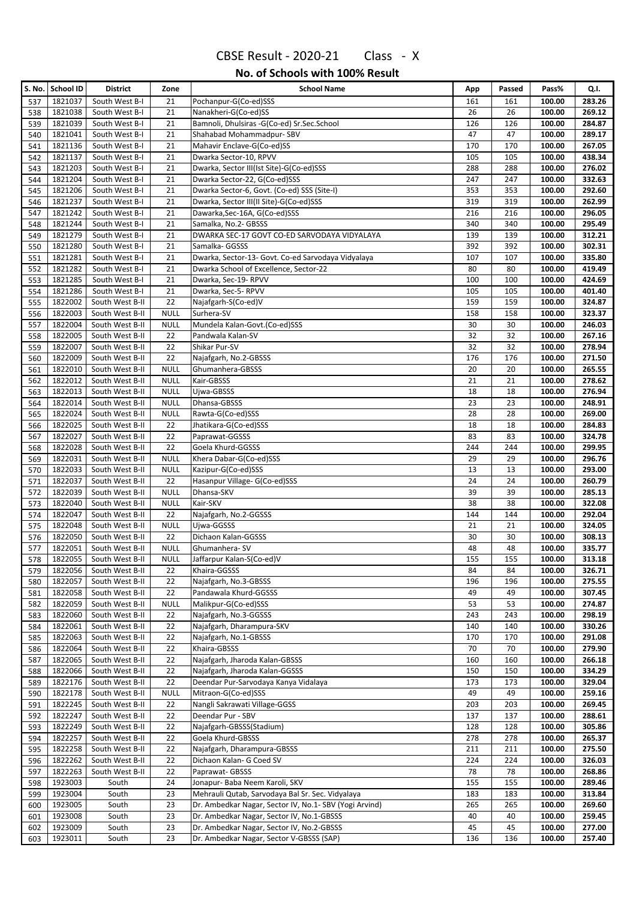# CBSE Result - 2020-21 Class - X

## No. of Schools with 100% Result

| S. No. | School ID | District | Zone | School Name | App | Passed | Pass% | Q.I. |
|---|---|---|---|---|---|---|---|---|
| 537 | 1821037 | South West B-I | 21 | Pochanpur-G(Co-ed)SSS | 161 | 161 | 100.00 | 283.26 |
| 538 | 1821038 | South West B-I | 21 | Nanakheri-G(Co-ed)SS | 26 | 26 | 100.00 | 269.12 |
| 539 | 1821039 | South West B-I | 21 | Bamnoli, Dhulsiras -G(Co-ed) Sr.Sec.School | 126 | 126 | 100.00 | 284.87 |
| 540 | 1821041 | South West B-I | 21 | Shahabad Mohammadpur- SBV | 47 | 47 | 100.00 | 289.17 |
| 541 | 1821136 | South West B-I | 21 | Mahavir Enclave-G(Co-ed)SS | 170 | 170 | 100.00 | 267.05 |
| 542 | 1821137 | South West B-I | 21 | Dwarka Sector-10, RPVV | 105 | 105 | 100.00 | 438.34 |
| 543 | 1821203 | South West B-I | 21 | Dwarka, Sector III(Ist Site)-G(Co-ed)SSS | 288 | 288 | 100.00 | 276.02 |
| 544 | 1821204 | South West B-I | 21 | Dwarka Sector-22, G(Co-ed)SSS | 247 | 247 | 100.00 | 332.63 |
| 545 | 1821206 | South West B-I | 21 | Dwarka Sector-6, Govt. (Co-ed) SSS (Site-I) | 353 | 353 | 100.00 | 292.60 |
| 546 | 1821237 | South West B-I | 21 | Dwarka, Sector III(II Site)-G(Co-ed)SSS | 319 | 319 | 100.00 | 262.99 |
| 547 | 1821242 | South West B-I | 21 | Dawarka,Sec-16A, G(Co-ed)SSS | 216 | 216 | 100.00 | 296.05 |
| 548 | 1821244 | South West B-I | 21 | Samalka, No.2- GBSSS | 340 | 340 | 100.00 | 295.49 |
| 549 | 1821279 | South West B-I | 21 | DWARKA SEC-17 GOVT CO-ED SARVODAYA VIDYALAYA | 139 | 139 | 100.00 | 312.21 |
| 550 | 1821280 | South West B-I | 21 | Samalka- GGSSS | 392 | 392 | 100.00 | 302.31 |
| 551 | 1821281 | South West B-I | 21 | Dwarka, Sector-13- Govt. Co-ed Sarvodaya Vidyalaya | 107 | 107 | 100.00 | 335.80 |
| 552 | 1821282 | South West B-I | 21 | Dwarka School of Excellence, Sector-22 | 80 | 80 | 100.00 | 419.49 |
| 553 | 1821285 | South West B-I | 21 | Dwarka, Sec-19- RPVV | 100 | 100 | 100.00 | 424.69 |
| 554 | 1821286 | South West B-I | 21 | Dwarka, Sec-5- RPVV | 105 | 105 | 100.00 | 401.40 |
| 555 | 1822002 | South West B-II | 22 | Najafgarh-S(Co-ed)V | 159 | 159 | 100.00 | 324.87 |
| 556 | 1822003 | South West B-II | NULL | Surhera-SV | 158 | 158 | 100.00 | 323.37 |
| 557 | 1822004 | South West B-II | NULL | Mundela Kalan-Govt.(Co-ed)SSS | 30 | 30 | 100.00 | 246.03 |
| 558 | 1822005 | South West B-II | 22 | Pandwala Kalan-SV | 32 | 32 | 100.00 | 267.16 |
| 559 | 1822007 | South West B-II | 22 | Shikar Pur-SV | 32 | 32 | 100.00 | 278.94 |
| 560 | 1822009 | South West B-II | 22 | Najafgarh, No.2-GBSSS | 176 | 176 | 100.00 | 271.50 |
| 561 | 1822010 | South West B-II | NULL | Ghumanhera-GBSSS | 20 | 20 | 100.00 | 265.55 |
| 562 | 1822012 | South West B-II | NULL | Kair-GBSSS | 21 | 21 | 100.00 | 278.62 |
| 563 | 1822013 | South West B-II | NULL | Ujwa-GBSSS | 18 | 18 | 100.00 | 276.94 |
| 564 | 1822014 | South West B-II | NULL | Dhansa-GBSSS | 23 | 23 | 100.00 | 248.91 |
| 565 | 1822024 | South West B-II | NULL | Rawta-G(Co-ed)SSS | 28 | 28 | 100.00 | 269.00 |
| 566 | 1822025 | South West B-II | 22 | Jhatikara-G(Co-ed)SSS | 18 | 18 | 100.00 | 284.83 |
| 567 | 1822027 | South West B-II | 22 | Paprawat-GGSSS | 83 | 83 | 100.00 | 324.78 |
| 568 | 1822028 | South West B-II | 22 | Goela Khurd-GGSSS | 244 | 244 | 100.00 | 299.95 |
| 569 | 1822031 | South West B-II | NULL | Khera Dabar-G(Co-ed)SSS | 29 | 29 | 100.00 | 296.76 |
| 570 | 1822033 | South West B-II | NULL | Kazipur-G(Co-ed)SSS | 13 | 13 | 100.00 | 293.00 |
| 571 | 1822037 | South West B-II | 22 | Hasanpur Village- G(Co-ed)SSS | 24 | 24 | 100.00 | 260.79 |
| 572 | 1822039 | South West B-II | NULL | Dhansa-SKV | 39 | 39 | 100.00 | 285.13 |
| 573 | 1822040 | South West B-II | NULL | Kair-SKV | 38 | 38 | 100.00 | 322.08 |
| 574 | 1822047 | South West B-II | 22 | Najafgarh, No.2-GGSSS | 144 | 144 | 100.00 | 292.04 |
| 575 | 1822048 | South West B-II | NULL | Ujwa-GGSSS | 21 | 21 | 100.00 | 324.05 |
| 576 | 1822050 | South West B-II | 22 | Dichaon Kalan-GGSSS | 30 | 30 | 100.00 | 308.13 |
| 577 | 1822051 | South West B-II | NULL | Ghumanhera- SV | 48 | 48 | 100.00 | 335.77 |
| 578 | 1822055 | South West B-II | NULL | Jaffarpur Kalan-S(Co-ed)V | 155 | 155 | 100.00 | 313.18 |
| 579 | 1822056 | South West B-II | 22 | Khaira-GGSSS | 84 | 84 | 100.00 | 326.71 |
| 580 | 1822057 | South West B-II | 22 | Najafgarh, No.3-GBSSS | 196 | 196 | 100.00 | 275.55 |
| 581 | 1822058 | South West B-II | 22 | Pandawala Khurd-GGSSS | 49 | 49 | 100.00 | 307.45 |
| 582 | 1822059 | South West B-II | NULL | Malikpur-G(Co-ed)SSS | 53 | 53 | 100.00 | 274.87 |
| 583 | 1822060 | South West B-II | 22 | Najafgarh, No.3-GGSSS | 243 | 243 | 100.00 | 298.19 |
| 584 | 1822061 | South West B-II | 22 | Najafgarh, Dharampura-SKV | 140 | 140 | 100.00 | 330.26 |
| 585 | 1822063 | South West B-II | 22 | Najafgarh, No.1-GBSSS | 170 | 170 | 100.00 | 291.08 |
| 586 | 1822064 | South West B-II | 22 | Khaira-GBSSS | 70 | 70 | 100.00 | 279.90 |
| 587 | 1822065 | South West B-II | 22 | Najafgarh, Jharoda Kalan-GBSSS | 160 | 160 | 100.00 | 266.18 |
| 588 | 1822066 | South West B-II | 22 | Najafgarh, Jharoda Kalan-GGSSS | 150 | 150 | 100.00 | 334.29 |
| 589 | 1822176 | South West B-II | 22 | Deendar Pur-Sarvodaya Kanya Vidalaya | 173 | 173 | 100.00 | 329.04 |
| 590 | 1822178 | South West B-II | NULL | Mitraon-G(Co-ed)SSS | 49 | 49 | 100.00 | 259.16 |
| 591 | 1822245 | South West B-II | 22 | Nangli Sakrawati Village-GGSS | 203 | 203 | 100.00 | 269.45 |
| 592 | 1822247 | South West B-II | 22 | Deendar Pur - SBV | 137 | 137 | 100.00 | 288.61 |
| 593 | 1822249 | South West B-II | 22 | Najafgarh-GBSSS(Stadium) | 128 | 128 | 100.00 | 305.86 |
| 594 | 1822257 | South West B-II | 22 | Goela Khurd-GBSSS | 278 | 278 | 100.00 | 265.37 |
| 595 | 1822258 | South West B-II | 22 | Najafgarh, Dharampura-GBSSS | 211 | 211 | 100.00 | 275.50 |
| 596 | 1822262 | South West B-II | 22 | Dichaon Kalan- G Coed SV | 224 | 224 | 100.00 | 326.03 |
| 597 | 1822263 | South West B-II | 22 | Paprawat- GBSSS | 78 | 78 | 100.00 | 268.86 |
| 598 | 1923003 | South | 24 | Jonapur- Baba Neem Karoli, SKV | 155 | 155 | 100.00 | 289.46 |
| 599 | 1923004 | South | 23 | Mehrauli Qutab, Sarvodaya Bal Sr. Sec. Vidyalaya | 183 | 183 | 100.00 | 313.84 |
| 600 | 1923005 | South | 23 | Dr. Ambedkar Nagar, Sector IV, No.1- SBV (Yogi Arvind) | 265 | 265 | 100.00 | 269.60 |
| 601 | 1923008 | South | 23 | Dr. Ambedkar Nagar, Sector IV, No.1-GBSSS | 40 | 40 | 100.00 | 259.45 |
| 602 | 1923009 | South | 23 | Dr. Ambedkar Nagar, Sector IV, No.2-GBSSS | 45 | 45 | 100.00 | 277.00 |
| 603 | 1923011 | South | 23 | Dr. Ambedkar Nagar, Sector V-GBSSS (SAP) | 136 | 136 | 100.00 | 257.40 |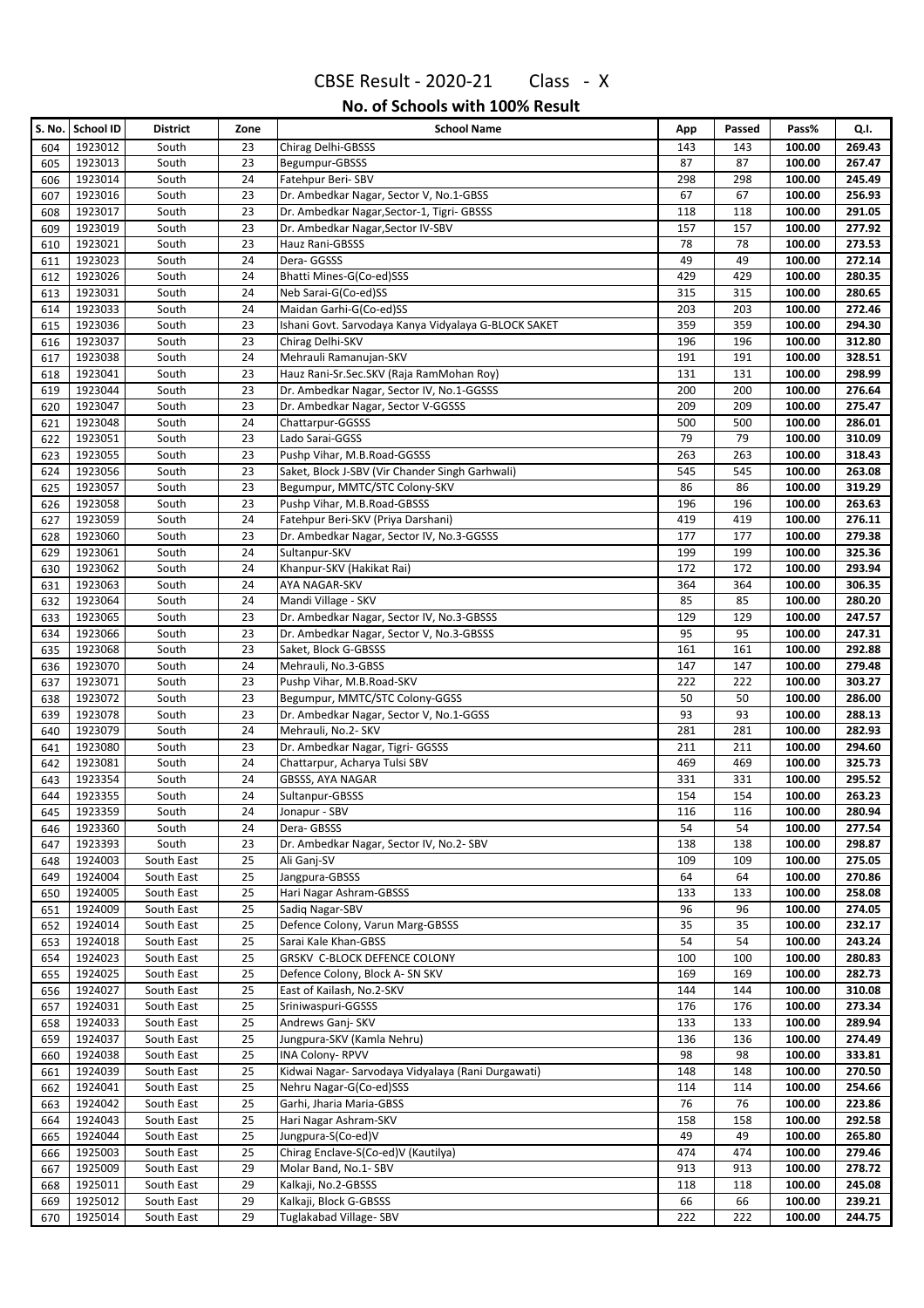# CBSE Result - 2020-21 Class - X

## No. of Schools with 100% Result

| S. No. | School ID | District | Zone | School Name | App | Passed | Pass% | Q.I. |
|---|---|---|---|---|---|---|---|---|
| 604 | 1923012 | South | 23 | Chirag Delhi-GBSSS | 143 | 143 | 100.00 | 269.43 |
| 605 | 1923013 | South | 23 | Begumpur-GBSSS | 87 | 87 | 100.00 | 267.47 |
| 606 | 1923014 | South | 24 | Fatehpur Beri- SBV | 298 | 298 | 100.00 | 245.49 |
| 607 | 1923016 | South | 23 | Dr. Ambedkar Nagar, Sector V, No.1-GBSS | 67 | 67 | 100.00 | 256.93 |
| 608 | 1923017 | South | 23 | Dr. Ambedkar Nagar,Sector-1, Tigri- GBSSS | 118 | 118 | 100.00 | 291.05 |
| 609 | 1923019 | South | 23 | Dr. Ambedkar Nagar,Sector IV-SBV | 157 | 157 | 100.00 | 277.92 |
| 610 | 1923021 | South | 23 | Hauz Rani-GBSSS | 78 | 78 | 100.00 | 273.53 |
| 611 | 1923023 | South | 24 | Dera- GGSSS | 49 | 49 | 100.00 | 272.14 |
| 612 | 1923026 | South | 24 | Bhatti Mines-G(Co-ed)SSS | 429 | 429 | 100.00 | 280.35 |
| 613 | 1923031 | South | 24 | Neb Sarai-G(Co-ed)SS | 315 | 315 | 100.00 | 280.65 |
| 614 | 1923033 | South | 24 | Maidan Garhi-G(Co-ed)SS | 203 | 203 | 100.00 | 272.46 |
| 615 | 1923036 | South | 23 | Ishani Govt. Sarvodaya Kanya Vidyalaya G-BLOCK SAKET | 359 | 359 | 100.00 | 294.30 |
| 616 | 1923037 | South | 23 | Chirag Delhi-SKV | 196 | 196 | 100.00 | 312.80 |
| 617 | 1923038 | South | 24 | Mehrauli Ramanujan-SKV | 191 | 191 | 100.00 | 328.51 |
| 618 | 1923041 | South | 23 | Hauz Rani-Sr.Sec.SKV (Raja RamMohan Roy) | 131 | 131 | 100.00 | 298.99 |
| 619 | 1923044 | South | 23 | Dr. Ambedkar Nagar, Sector IV, No.1-GGSSS | 200 | 200 | 100.00 | 276.64 |
| 620 | 1923047 | South | 23 | Dr. Ambedkar Nagar, Sector V-GGSSS | 209 | 209 | 100.00 | 275.47 |
| 621 | 1923048 | South | 24 | Chattarpur-GGSSS | 500 | 500 | 100.00 | 286.01 |
| 622 | 1923051 | South | 23 | Lado Sarai-GGSS | 79 | 79 | 100.00 | 310.09 |
| 623 | 1923055 | South | 23 | Pushp Vihar, M.B.Road-GGSSS | 263 | 263 | 100.00 | 318.43 |
| 624 | 1923056 | South | 23 | Saket, Block J-SBV (Vir Chander Singh Garhwali) | 545 | 545 | 100.00 | 263.08 |
| 625 | 1923057 | South | 23 | Begumpur, MMTC/STC Colony-SKV | 86 | 86 | 100.00 | 319.29 |
| 626 | 1923058 | South | 23 | Pushp Vihar, M.B.Road-GBSSS | 196 | 196 | 100.00 | 263.63 |
| 627 | 1923059 | South | 24 | Fatehpur Beri-SKV (Priya Darshani) | 419 | 419 | 100.00 | 276.11 |
| 628 | 1923060 | South | 23 | Dr. Ambedkar Nagar, Sector IV, No.3-GGSSS | 177 | 177 | 100.00 | 279.38 |
| 629 | 1923061 | South | 24 | Sultanpur-SKV | 199 | 199 | 100.00 | 325.36 |
| 630 | 1923062 | South | 24 | Khanpur-SKV (Hakikat Rai) | 172 | 172 | 100.00 | 293.94 |
| 631 | 1923063 | South | 24 | AYA NAGAR-SKV | 364 | 364 | 100.00 | 306.35 |
| 632 | 1923064 | South | 24 | Mandi Village - SKV | 85 | 85 | 100.00 | 280.20 |
| 633 | 1923065 | South | 23 | Dr. Ambedkar Nagar, Sector IV, No.3-GBSSS | 129 | 129 | 100.00 | 247.57 |
| 634 | 1923066 | South | 23 | Dr. Ambedkar Nagar, Sector V, No.3-GBSSS | 95 | 95 | 100.00 | 247.31 |
| 635 | 1923068 | South | 23 | Saket, Block G-GBSSS | 161 | 161 | 100.00 | 292.88 |
| 636 | 1923070 | South | 24 | Mehrauli, No.3-GBSS | 147 | 147 | 100.00 | 279.48 |
| 637 | 1923071 | South | 23 | Pushp Vihar, M.B.Road-SKV | 222 | 222 | 100.00 | 303.27 |
| 638 | 1923072 | South | 23 | Begumpur, MMTC/STC Colony-GGSS | 50 | 50 | 100.00 | 286.00 |
| 639 | 1923078 | South | 23 | Dr. Ambedkar Nagar, Sector V, No.1-GGSS | 93 | 93 | 100.00 | 288.13 |
| 640 | 1923079 | South | 24 | Mehrauli, No.2- SKV | 281 | 281 | 100.00 | 282.93 |
| 641 | 1923080 | South | 23 | Dr. Ambedkar Nagar, Tigri- GGSSS | 211 | 211 | 100.00 | 294.60 |
| 642 | 1923081 | South | 24 | Chattarpur, Acharya Tulsi SBV | 469 | 469 | 100.00 | 325.73 |
| 643 | 1923354 | South | 24 | GBSSS, AYA NAGAR | 331 | 331 | 100.00 | 295.52 |
| 644 | 1923355 | South | 24 | Sultanpur-GBSSS | 154 | 154 | 100.00 | 263.23 |
| 645 | 1923359 | South | 24 | Jonapur - SBV | 116 | 116 | 100.00 | 280.94 |
| 646 | 1923360 | South | 24 | Dera- GBSSS | 54 | 54 | 100.00 | 277.54 |
| 647 | 1923393 | South | 23 | Dr. Ambedkar Nagar, Sector IV, No.2- SBV | 138 | 138 | 100.00 | 298.87 |
| 648 | 1924003 | South East | 25 | Ali Ganj-SV | 109 | 109 | 100.00 | 275.05 |
| 649 | 1924004 | South East | 25 | Jangpura-GBSSS | 64 | 64 | 100.00 | 270.86 |
| 650 | 1924005 | South East | 25 | Hari Nagar Ashram-GBSSS | 133 | 133 | 100.00 | 258.08 |
| 651 | 1924009 | South East | 25 | Sadiq Nagar-SBV | 96 | 96 | 100.00 | 274.05 |
| 652 | 1924014 | South East | 25 | Defence Colony, Varun Marg-GBSSS | 35 | 35 | 100.00 | 232.17 |
| 653 | 1924018 | South East | 25 | Sarai Kale Khan-GBSS | 54 | 54 | 100.00 | 243.24 |
| 654 | 1924023 | South East | 25 | GRSKV C-BLOCK DEFENCE COLONY | 100 | 100 | 100.00 | 280.83 |
| 655 | 1924025 | South East | 25 | Defence Colony, Block A- SN SKV | 169 | 169 | 100.00 | 282.73 |
| 656 | 1924027 | South East | 25 | East of Kailash, No.2-SKV | 144 | 144 | 100.00 | 310.08 |
| 657 | 1924031 | South East | 25 | Sriniwaspuri-GGSSS | 176 | 176 | 100.00 | 273.34 |
| 658 | 1924033 | South East | 25 | Andrews Ganj- SKV | 133 | 133 | 100.00 | 289.94 |
| 659 | 1924037 | South East | 25 | Jungpura-SKV (Kamla Nehru) | 136 | 136 | 100.00 | 274.49 |
| 660 | 1924038 | South East | 25 | INA Colony- RPVV | 98 | 98 | 100.00 | 333.81 |
| 661 | 1924039 | South East | 25 | Kidwai Nagar- Sarvodaya Vidyalaya (Rani Durgawati) | 148 | 148 | 100.00 | 270.50 |
| 662 | 1924041 | South East | 25 | Nehru Nagar-G(Co-ed)SSS | 114 | 114 | 100.00 | 254.66 |
| 663 | 1924042 | South East | 25 | Garhi, Jharia Maria-GBSS | 76 | 76 | 100.00 | 223.86 |
| 664 | 1924043 | South East | 25 | Hari Nagar Ashram-SKV | 158 | 158 | 100.00 | 292.58 |
| 665 | 1924044 | South East | 25 | Jungpura-S(Co-ed)V | 49 | 49 | 100.00 | 265.80 |
| 666 | 1925003 | South East | 25 | Chirag Enclave-S(Co-ed)V (Kautilya) | 474 | 474 | 100.00 | 279.46 |
| 667 | 1925009 | South East | 29 | Molar Band, No.1- SBV | 913 | 913 | 100.00 | 278.72 |
| 668 | 1925011 | South East | 29 | Kalkaji, No.2-GBSSS | 118 | 118 | 100.00 | 245.08 |
| 669 | 1925012 | South East | 29 | Kalkaji, Block G-GBSSS | 66 | 66 | 100.00 | 239.21 |
| 670 | 1925014 | South East | 29 | Tuglakabad Village- SBV | 222 | 222 | 100.00 | 244.75 |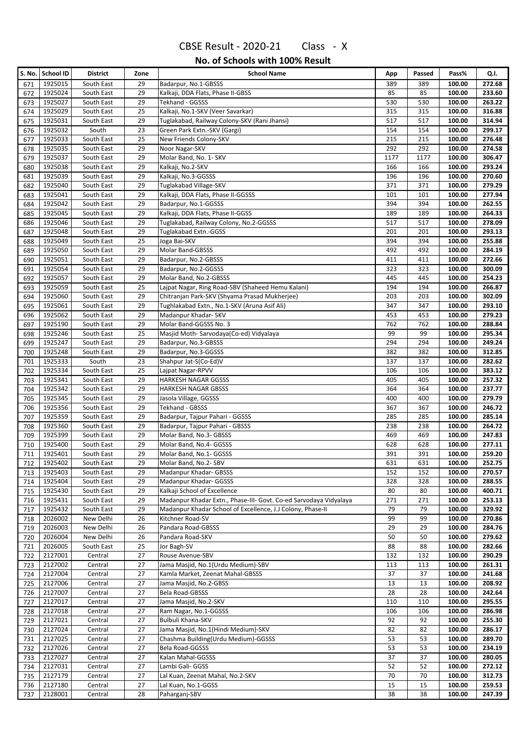# CBSE Result - 2020-21 Class - X

## No. of Schools with 100% Result

| S. No. | School ID | District | Zone | School Name | App | Passed | Pass% | Q.I. |
|---|---|---|---|---|---|---|---|---|
| 671 | 1925015 | South East | 29 | Badarpur, No.1-GBSSS | 389 | 389 | 100.00 | 272.68 |
| 672 | 1925024 | South East | 29 | Kalkaji, DDA Flats, Phase II-GBSS | 85 | 85 | 100.00 | 233.60 |
| 673 | 1925027 | South East | 29 | Tekhand - GGSSS | 530 | 530 | 100.00 | 263.22 |
| 674 | 1925029 | South East | 25 | Kalkaji, No.1-SKV (Veer Savarkar) | 315 | 315 | 100.00 | 316.88 |
| 675 | 1925031 | South East | 29 | Tuglakabad, Railway Colony-SKV (Rani Jhansi) | 517 | 517 | 100.00 | 314.94 |
| 676 | 1925032 | South | 23 | Green Park Extn.-SKV (Gargi) | 154 | 154 | 100.00 | 299.17 |
| 677 | 1925033 | South East | 25 | New Friends Colony-SKV | 215 | 215 | 100.00 | 276.48 |
| 678 | 1925035 | South East | 29 | Noor Nagar-SKV | 292 | 292 | 100.00 | 274.58 |
| 679 | 1925037 | South East | 29 | Molar Band, No. 1- SKV | 1177 | 1177 | 100.00 | 306.47 |
| 680 | 1925038 | South East | 29 | Kalkaji, No.2-SKV | 166 | 166 | 100.00 | 293.24 |
| 681 | 1925039 | South East | 29 | Kalkaji, No.3-GGSSS | 196 | 196 | 100.00 | 270.60 |
| 682 | 1925040 | South East | 29 | Tuglakabad Village-SKV | 371 | 371 | 100.00 | 279.29 |
| 683 | 1925041 | South East | 29 | Kalkaji, DDA Flats, Phase II-GGSSS | 101 | 101 | 100.00 | 277.94 |
| 684 | 1925042 | South East | 29 | Badarpur, No.1-GGSSS | 394 | 394 | 100.00 | 262.55 |
| 685 | 1925045 | South East | 29 | Kalkaji, DDA Flats, Phase II-GGSS | 189 | 189 | 100.00 | 264.33 |
| 686 | 1925046 | South East | 29 | Tuglakabad, Railway Colony, No.2-GGSSS | 517 | 517 | 100.00 | 278.09 |
| 687 | 1925048 | South East | 29 | Tuglakabad Extn.-GGSS | 201 | 201 | 100.00 | 293.13 |
| 688 | 1925049 | South East | 25 | Joga Bai-SKV | 394 | 394 | 100.00 | 255.88 |
| 689 | 1925050 | South East | 29 | Molar Band-GBSSS | 492 | 492 | 100.00 | 284.19 |
| 690 | 1925051 | South East | 29 | Badarpur, No.2-GBSSS | 411 | 411 | 100.00 | 272.66 |
| 691 | 1925054 | South East | 29 | Badarpur, No.2-GGSSS | 323 | 323 | 100.00 | 300.09 |
| 692 | 1925057 | South East | 29 | Molar Band, No.2-GBSSS | 445 | 445 | 100.00 | 254.23 |
| 693 | 1925059 | South East | 25 | Lajpat Nagar, Ring Road-SBV (Shaheed Hemu Kalani) | 194 | 194 | 100.00 | 266.87 |
| 694 | 1925060 | South East | 29 | Chitranjan Park-SKV (Shyama Prasad Mukherjee) | 203 | 203 | 100.00 | 302.09 |
| 695 | 1925061 | South East | 29 | Tughlakabad Extn., No.1-SKV (Aruna Asif Ali) | 347 | 347 | 100.00 | 293.10 |
| 696 | 1925062 | South East | 29 | Madanpur Khadar- SKV | 453 | 453 | 100.00 | 279.23 |
| 697 | 1925190 | South East | 29 | Molar Band-GGSSS No. 3 | 762 | 762 | 100.00 | 288.84 |
| 698 | 1925246 | South East | 25 | Masjid Moth- Sarvodaya(Co-ed) Vidyalaya | 99 | 99 | 100.00 | 295.34 |
| 699 | 1925247 | South East | 29 | Badarpur, No.3-GBSSS | 294 | 294 | 100.00 | 249.24 |
| 700 | 1925248 | South East | 29 | Badarpur, No.3-GGSSS | 382 | 382 | 100.00 | 312.85 |
| 701 | 1925333 | South | 23 | Shahpur Jat-S(Co-Ed)V | 137 | 137 | 100.00 | 282.62 |
| 702 | 1925334 | South East | 25 | Lajpat Nagar-RPVV | 106 | 106 | 100.00 | 383.12 |
| 703 | 1925341 | South East | 29 | HARKESH NAGAR GGSSS | 405 | 405 | 100.00 | 257.32 |
| 704 | 1925342 | South East | 29 | HARKESH NAGAR GBSSS | 364 | 364 | 100.00 | 237.77 |
| 705 | 1925345 | South East | 29 | Jasola Village, GGSSS | 400 | 400 | 100.00 | 279.79 |
| 706 | 1925356 | South East | 29 | Tekhand - GBSSS | 367 | 367 | 100.00 | 246.72 |
| 707 | 1925359 | South East | 29 | Badarpur, Tajpur Pahari - GGSSS | 285 | 285 | 100.00 | 285.14 |
| 708 | 1925360 | South East | 29 | Badarpur, Tajpur Pahari - GBSSS | 238 | 238 | 100.00 | 264.72 |
| 709 | 1925399 | South East | 29 | Molar Band, No.3- GBSSS | 469 | 469 | 100.00 | 247.83 |
| 710 | 1925400 | South East | 29 | Molar Band, No.4- GGSSS | 628 | 628 | 100.00 | 277.11 |
| 711 | 1925401 | South East | 29 | Molar Band, No.1- GGSSS | 391 | 391 | 100.00 | 259.20 |
| 712 | 1925402 | South East | 29 | Molar Band, No.2- SBV | 631 | 631 | 100.00 | 252.75 |
| 713 | 1925403 | South East | 29 | Madanpur Khadar- GBSSS | 152 | 152 | 100.00 | 270.57 |
| 714 | 1925404 | South East | 29 | Madanpur Khadar- GGSSS | 328 | 328 | 100.00 | 288.55 |
| 715 | 1925430 | South East | 29 | Kalkaji School of Excellence | 80 | 80 | 100.00 | 400.71 |
| 716 | 1925431 | South East | 29 | Madanpur Khadar Extn., Phase-III- Govt. Co-ed Sarvodaya Vidyalaya | 271 | 271 | 100.00 | 253.13 |
| 717 | 1925432 | South East | 29 | Madanpur Khadar School of Excellence, J.J Colony, Phase-II | 79 | 79 | 100.00 | 329.92 |
| 718 | 2026002 | New Delhi | 26 | Kitchner Road-SV | 99 | 99 | 100.00 | 270.86 |
| 719 | 2026003 | New Delhi | 26 | Pandara Road-GBSSS | 29 | 29 | 100.00 | 284.76 |
| 720 | 2026004 | New Delhi | 26 | Pandara Road-SKV | 50 | 50 | 100.00 | 279.62 |
| 721 | 2026005 | South East | 25 | Jor Bagh-SV | 88 | 88 | 100.00 | 282.66 |
| 722 | 2127001 | Central | 27 | Rouse Avenue-SBV | 132 | 132 | 100.00 | 290.29 |
| 723 | 2127002 | Central | 27 | Jama Masjid, No.1(Urdu Medium)-SBV | 113 | 113 | 100.00 | 261.31 |
| 724 | 2127004 | Central | 27 | Kamla Market, Zeenat Mahal-GBSSS | 37 | 37 | 100.00 | 241.68 |
| 725 | 2127006 | Central | 27 | Jama Masjid, No.2-GBSS | 13 | 13 | 100.00 | 208.92 |
| 726 | 2127007 | Central | 27 | Bela Road-GBSSS | 28 | 28 | 100.00 | 242.64 |
| 727 | 2127017 | Central | 27 | Jama Masjid, No.2-SKV | 110 | 110 | 100.00 | 295.55 |
| 728 | 2127018 | Central | 27 | Ram Nagar, No.1-GGSSS | 106 | 106 | 100.00 | 286.98 |
| 729 | 2127021 | Central | 27 | Bulbuli Khana-SKV | 92 | 92 | 100.00 | 255.30 |
| 730 | 2127024 | Central | 27 | Jama Masjid, No.1(Hindi Medium)-SKV | 82 | 82 | 100.00 | 286.17 |
| 731 | 2127025 | Central | 27 | Chashma Building(Urdu Medium)-GGSSS | 53 | 53 | 100.00 | 289.70 |
| 732 | 2127026 | Central | 27 | Bela Road-GGSSS | 53 | 53 | 100.00 | 234.19 |
| 733 | 2127027 | Central | 27 | Kalan Mahal-GGSSS | 37 | 37 | 100.00 | 280.05 |
| 734 | 2127031 | Central | 27 | Lambi Gali- GGSS | 52 | 52 | 100.00 | 272.12 |
| 735 | 2127179 | Central | 27 | Lal Kuan, Zeenat Mahal, No.2-SKV | 70 | 70 | 100.00 | 312.73 |
| 736 | 2127180 | Central | 27 | Lal Kuan, No.1-GGSS | 15 | 15 | 100.00 | 259.53 |
| 737 | 2128001 | Central | 28 | Paharganj-SBV | 38 | 38 | 100.00 | 247.39 |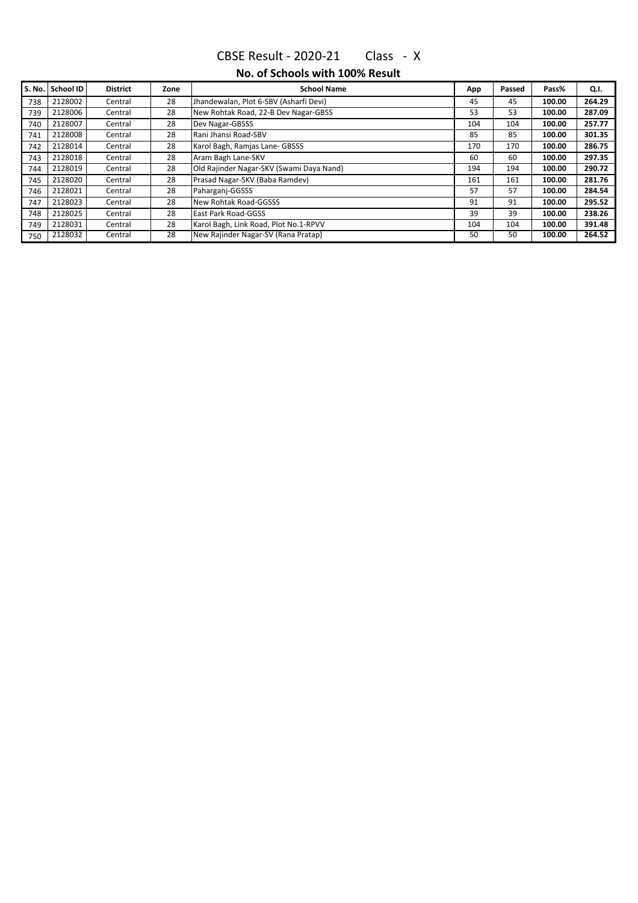# CBSE Result - 2020-21 Class - X

## No. of Schools with 100% Result

| S. No. | School ID | District | Zone | School Name | App | Passed | Pass% | Q.I. |
|---|---|---|---|---|---|---|---|---|
| 738 | 2128002 | Central | 28 | Jhandewalan, Plot 6-SBV (Asharfi Devi) | 45 | 45 | **100.00** | **264.29** |
| 739 | 2128006 | Central | 28 | New Rohtak Road, 22-B Dev Nagar-GBSS | 53 | 53 | **100.00** | **287.09** |
| 740 | 2128007 | Central | 28 | Dev Nagar-GBSSS | 104 | 104 | **100.00** | **257.77** |
| 741 | 2128008 | Central | 28 | Rani Jhansi Road-SBV | 85 | 85 | **100.00** | **301.35** |
| 742 | 2128014 | Central | 28 | Karol Bagh, Ramjas Lane- GBSSS | 170 | 170 | **100.00** | **286.75** |
| 743 | 2128018 | Central | 28 | Aram Bagh Lane-SKV | 60 | 60 | **100.00** | **297.35** |
| 744 | 2128019 | Central | 28 | Old Rajinder Nagar-SKV (Swami Daya Nand) | 194 | 194 | **100.00** | **290.72** |
| 745 | 2128020 | Central | 28 | Prasad Nagar-SKV (Baba Ramdev) | 161 | 161 | **100.00** | **281.76** |
| 746 | 2128021 | Central | 28 | Paharganj-GGSSS | 57 | 57 | **100.00** | **284.54** |
| 747 | 2128023 | Central | 28 | New Rohtak Road-GGSSS | 91 | 91 | **100.00** | **295.52** |
| 748 | 2128025 | Central | 28 | East Park Road-GGSS | 39 | 39 | **100.00** | **238.26** |
| 749 | 2128031 | Central | 28 | Karol Bagh, Link Road, Plot No.1-RPVV | 104 | 104 | **100.00** | **391.48** |
| 750 | 2128032 | Central | 28 | New Rajinder Nagar-SV (Rana Pratap) | 50 | 50 | **100.00** | **264.52** |